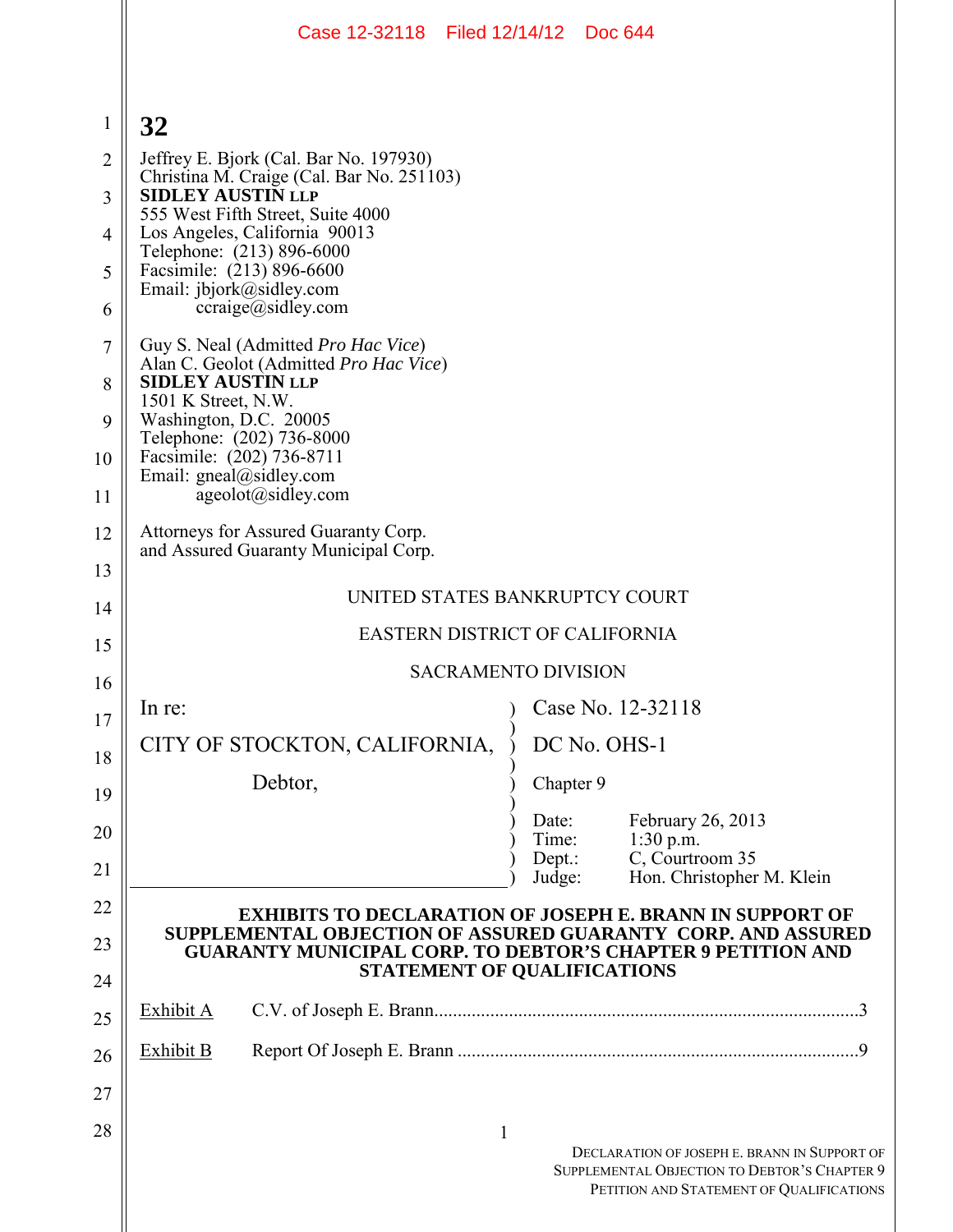Case 12-32118 Filed 12/14/12 Doc 644

**32**

Jeffrey E. Bjork (Cal. Bar No. 197930)
Christina M. Craige (Cal. Bar No. 251103)
**SIDLEY AUSTIN LLP**
555 West Fifth Street, Suite 4000
Los Angeles, California 90013
Telephone: (213) 896-6000
Facsimile: (213) 896-6600
Email: jbjork@sidley.com
ccraige@sidley.com

Guy S. Neal (Admitted *Pro Hac Vice*)
Alan C. Geolot (Admitted *Pro Hac Vice*)
**SIDLEY AUSTIN LLP**
1501 K Street, N.W.
Washington, D.C. 20005
Telephone: (202) 736-8000
Facsimile: (202) 736-8711
Email: gneal@sidley.com
ageolot@sidley.com

Attorneys for Assured Guaranty Corp.
and Assured Guaranty Municipal Corp.

UNITED STATES BANKRUPTCY COURT

EASTERN DISTRICT OF CALIFORNIA

SACRAMENTO DIVISION

| | |
|---|---|
| In re:<br><br>CITY OF STOCKTON, CALIFORNIA,<br><br>Debtor, | Case No. 12-32118<br><br>DC No. OHS-1<br><br>Chapter 9<br><br>Date: February 26, 2013<br>Time: 1:30 p.m.<br>Dept.: C, Courtroom 35<br>Judge: Hon. Christopher M. Klein |

**EXHIBITS TO DECLARATION OF JOSEPH E. BRANN IN SUPPORT OF SUPPLEMENTAL OBJECTION OF ASSURED GUARANTY CORP. AND ASSURED GUARANTY MUNICIPAL CORP. TO DEBTOR'S CHAPTER 9 PETITION AND STATEMENT OF QUALIFICATIONS**

| | | |
|---|---|---|
| Exhibit A | C.V. of Joseph E. Brann | 3 |
| Exhibit B | Report Of Joseph E. Brann | 9 |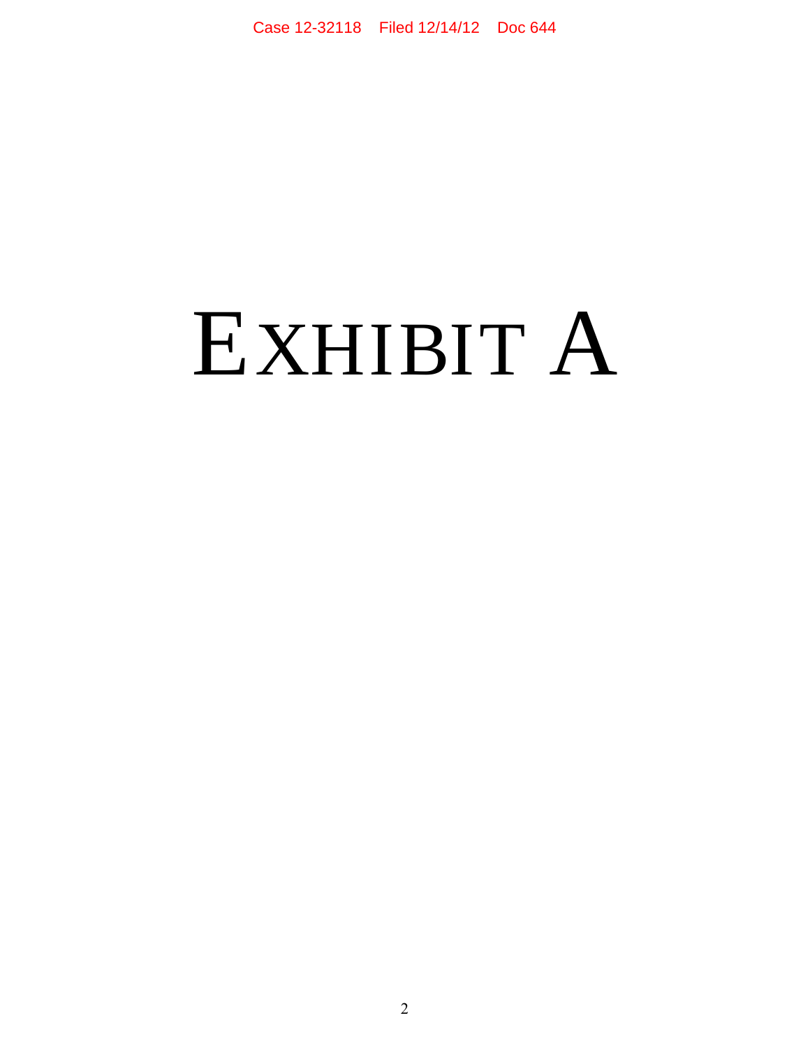# EXHIBIT A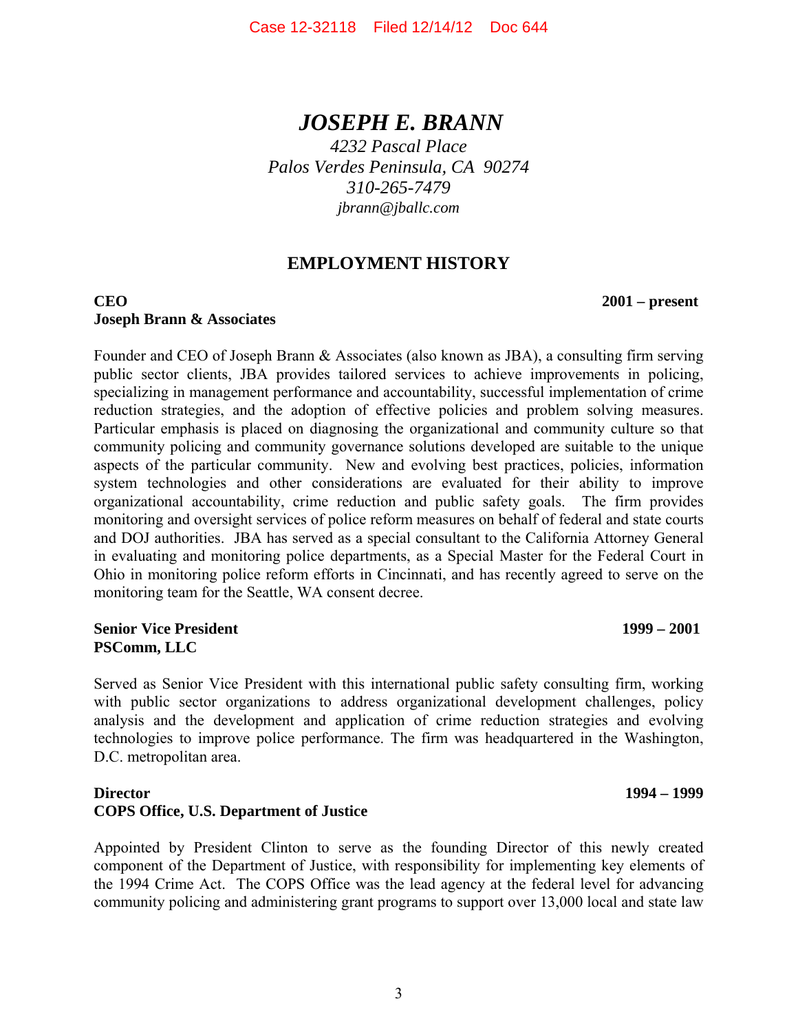# *JOSEPH E. BRANN*

*4232 Pascal Place*
*Palos Verdes Peninsula, CA  90274*
*310-265-7479*
*jbrann@jballc.com*

## EMPLOYMENT HISTORY

**CEO** **2001 – present**
**Joseph Brann & Associates**

Founder and CEO of Joseph Brann & Associates (also known as JBA), a consulting firm serving public sector clients, JBA provides tailored services to achieve improvements in policing, specializing in management performance and accountability, successful implementation of crime reduction strategies, and the adoption of effective policies and problem solving measures. Particular emphasis is placed on diagnosing the organizational and community culture so that community policing and community governance solutions developed are suitable to the unique aspects of the particular community. New and evolving best practices, policies, information system technologies and other considerations are evaluated for their ability to improve organizational accountability, crime reduction and public safety goals. The firm provides monitoring and oversight services of police reform measures on behalf of federal and state courts and DOJ authorities. JBA has served as a special consultant to the California Attorney General in evaluating and monitoring police departments, as a Special Master for the Federal Court in Ohio in monitoring police reform efforts in Cincinnati, and has recently agreed to serve on the monitoring team for the Seattle, WA consent decree.

**Senior Vice President** **1999 – 2001**
**PSComm, LLC**

Served as Senior Vice President with this international public safety consulting firm, working with public sector organizations to address organizational development challenges, policy analysis and the development and application of crime reduction strategies and evolving technologies to improve police performance. The firm was headquartered in the Washington, D.C. metropolitan area.

**Director** **1994 – 1999**
**COPS Office, U.S. Department of Justice**

Appointed by President Clinton to serve as the founding Director of this newly created component of the Department of Justice, with responsibility for implementing key elements of the 1994 Crime Act. The COPS Office was the lead agency at the federal level for advancing community policing and administering grant programs to support over 13,000 local and state law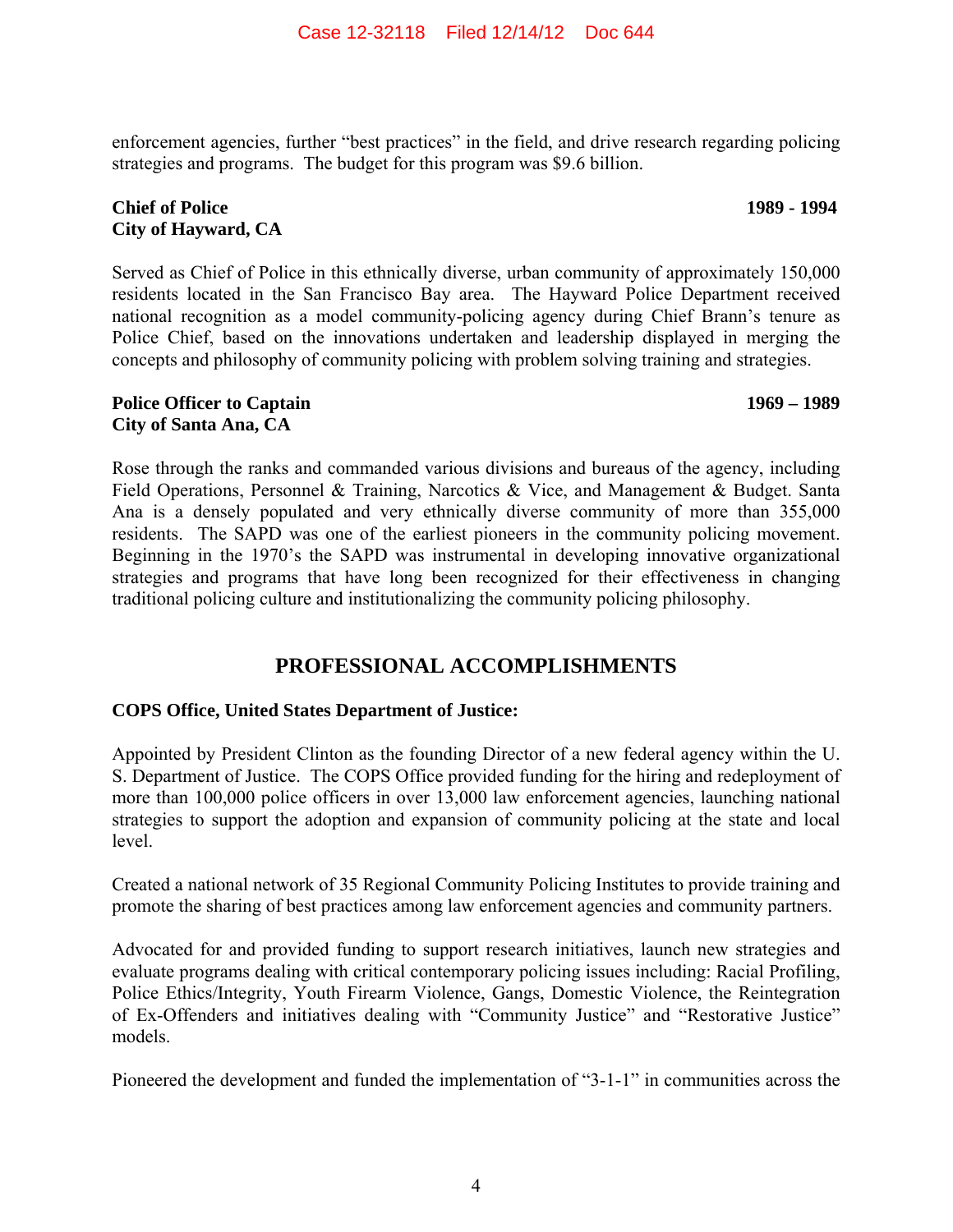enforcement agencies, further "best practices" in the field, and drive research regarding policing strategies and programs. The budget for this program was $9.6 billion.

**Chief of Police** **1989 - 1994**
**City of Hayward, CA**

Served as Chief of Police in this ethnically diverse, urban community of approximately 150,000 residents located in the San Francisco Bay area. The Hayward Police Department received national recognition as a model community-policing agency during Chief Brann's tenure as Police Chief, based on the innovations undertaken and leadership displayed in merging the concepts and philosophy of community policing with problem solving training and strategies.

**Police Officer to Captain** **1969 – 1989**
**City of Santa Ana, CA**

Rose through the ranks and commanded various divisions and bureaus of the agency, including Field Operations, Personnel & Training, Narcotics & Vice, and Management & Budget. Santa Ana is a densely populated and very ethnically diverse community of more than 355,000 residents. The SAPD was one of the earliest pioneers in the community policing movement. Beginning in the 1970's the SAPD was instrumental in developing innovative organizational strategies and programs that have long been recognized for their effectiveness in changing traditional policing culture and institutionalizing the community policing philosophy.

## PROFESSIONAL ACCOMPLISHMENTS

**COPS Office, United States Department of Justice:**

Appointed by President Clinton as the founding Director of a new federal agency within the U. S. Department of Justice. The COPS Office provided funding for the hiring and redeployment of more than 100,000 police officers in over 13,000 law enforcement agencies, launching national strategies to support the adoption and expansion of community policing at the state and local level.

Created a national network of 35 Regional Community Policing Institutes to provide training and promote the sharing of best practices among law enforcement agencies and community partners.

Advocated for and provided funding to support research initiatives, launch new strategies and evaluate programs dealing with critical contemporary policing issues including: Racial Profiling, Police Ethics/Integrity, Youth Firearm Violence, Gangs, Domestic Violence, the Reintegration of Ex-Offenders and initiatives dealing with "Community Justice" and "Restorative Justice" models.

Pioneered the development and funded the implementation of "3-1-1" in communities across the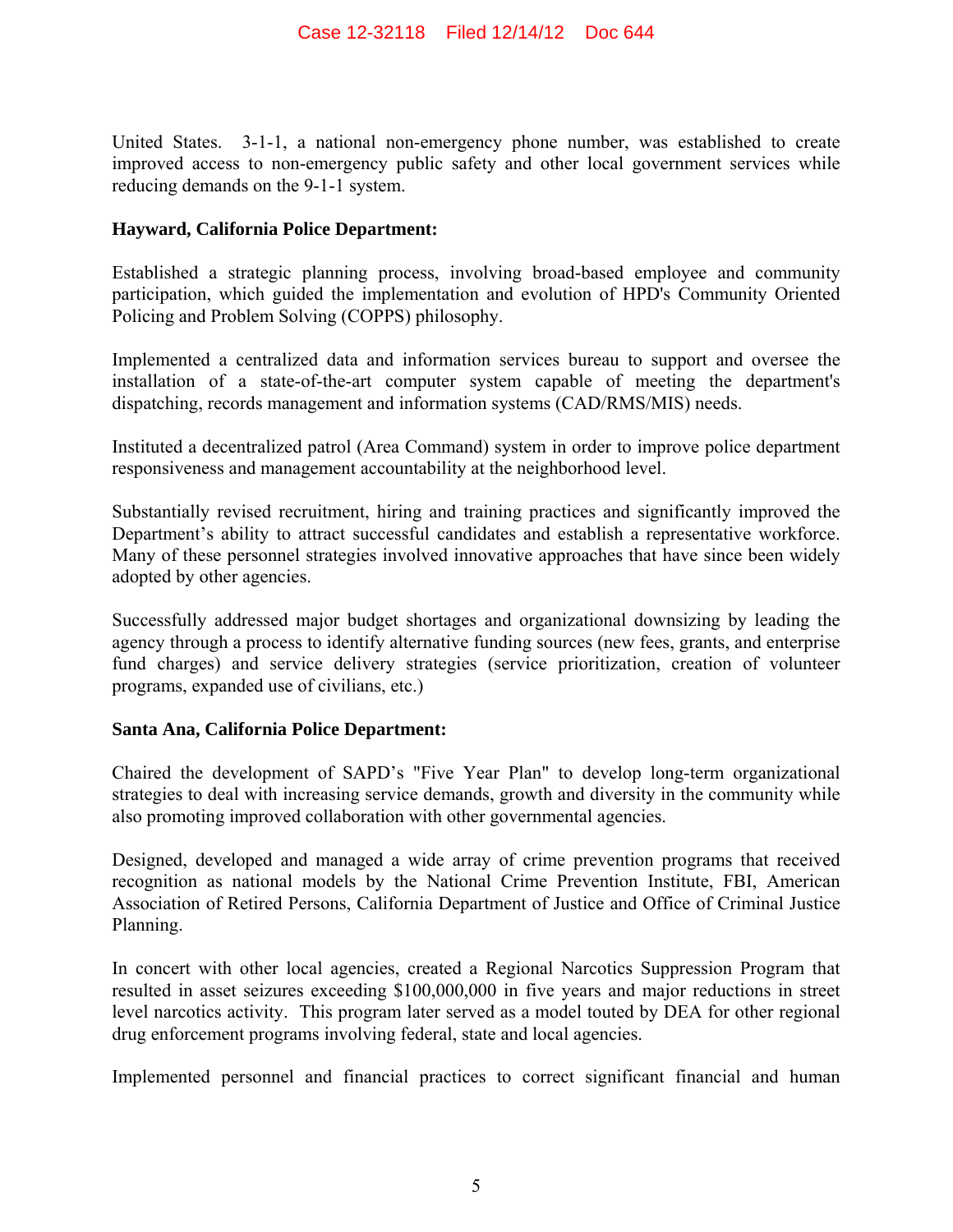United States. 3-1-1, a national non-emergency phone number, was established to create improved access to non-emergency public safety and other local government services while reducing demands on the 9-1-1 system.

**Hayward, California Police Department:**

Established a strategic planning process, involving broad-based employee and community participation, which guided the implementation and evolution of HPD's Community Oriented Policing and Problem Solving (COPPS) philosophy.

Implemented a centralized data and information services bureau to support and oversee the installation of a state-of-the-art computer system capable of meeting the department's dispatching, records management and information systems (CAD/RMS/MIS) needs.

Instituted a decentralized patrol (Area Command) system in order to improve police department responsiveness and management accountability at the neighborhood level.

Substantially revised recruitment, hiring and training practices and significantly improved the Department's ability to attract successful candidates and establish a representative workforce. Many of these personnel strategies involved innovative approaches that have since been widely adopted by other agencies.

Successfully addressed major budget shortages and organizational downsizing by leading the agency through a process to identify alternative funding sources (new fees, grants, and enterprise fund charges) and service delivery strategies (service prioritization, creation of volunteer programs, expanded use of civilians, etc.)

**Santa Ana, California Police Department:**

Chaired the development of SAPD's "Five Year Plan" to develop long-term organizational strategies to deal with increasing service demands, growth and diversity in the community while also promoting improved collaboration with other governmental agencies.

Designed, developed and managed a wide array of crime prevention programs that received recognition as national models by the National Crime Prevention Institute, FBI, American Association of Retired Persons, California Department of Justice and Office of Criminal Justice Planning.

In concert with other local agencies, created a Regional Narcotics Suppression Program that resulted in asset seizures exceeding $100,000,000 in five years and major reductions in street level narcotics activity. This program later served as a model touted by DEA for other regional drug enforcement programs involving federal, state and local agencies.

Implemented personnel and financial practices to correct significant financial and human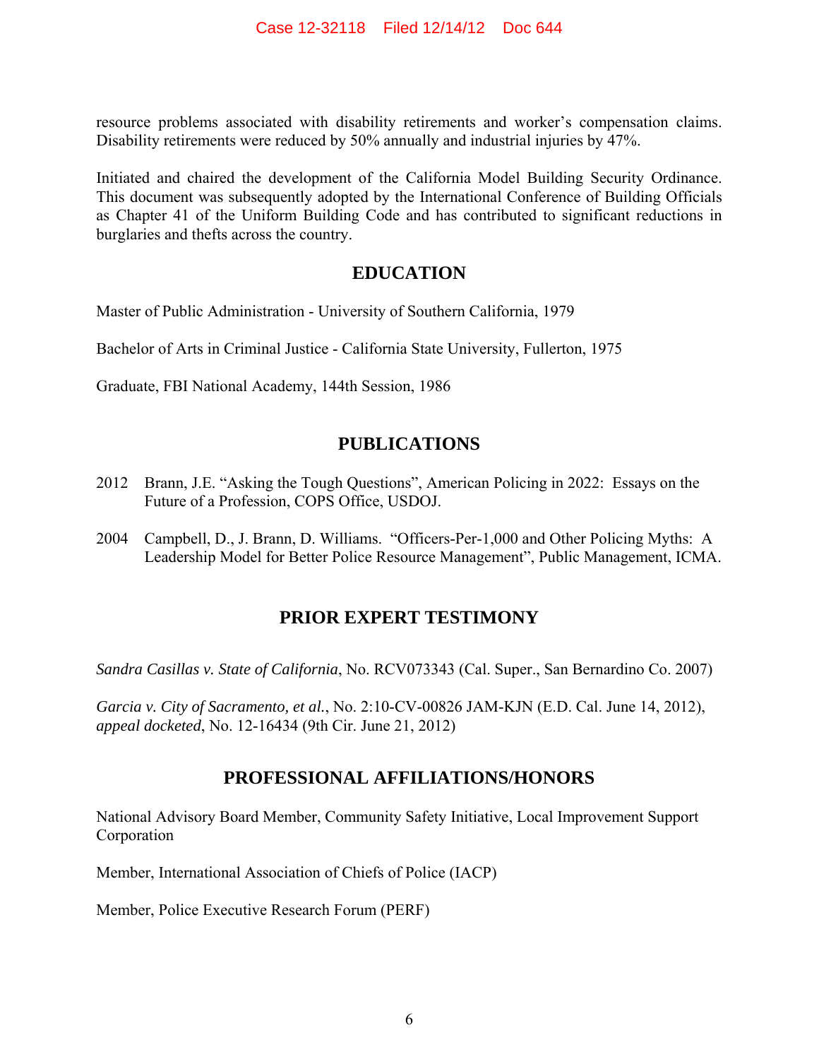resource problems associated with disability retirements and worker's compensation claims. Disability retirements were reduced by 50% annually and industrial injuries by 47%.

Initiated and chaired the development of the California Model Building Security Ordinance. This document was subsequently adopted by the International Conference of Building Officials as Chapter 41 of the Uniform Building Code and has contributed to significant reductions in burglaries and thefts across the country.

## EDUCATION

Master of Public Administration - University of Southern California, 1979

Bachelor of Arts in Criminal Justice - California State University, Fullerton, 1975

Graduate, FBI National Academy, 144th Session, 1986

## PUBLICATIONS

2012 Brann, J.E. "Asking the Tough Questions", American Policing in 2022: Essays on the Future of a Profession, COPS Office, USDOJ.

2004 Campbell, D., J. Brann, D. Williams. "Officers-Per-1,000 and Other Policing Myths: A Leadership Model for Better Police Resource Management", Public Management, ICMA.

## PRIOR EXPERT TESTIMONY

*Sandra Casillas v. State of California*, No. RCV073343 (Cal. Super., San Bernardino Co. 2007)

*Garcia v. City of Sacramento, et al.*, No. 2:10-CV-00826 JAM-KJN (E.D. Cal. June 14, 2012), *appeal docketed*, No. 12-16434 (9th Cir. June 21, 2012)

## PROFESSIONAL AFFILIATIONS/HONORS

National Advisory Board Member, Community Safety Initiative, Local Improvement Support Corporation

Member, International Association of Chiefs of Police (IACP)

Member, Police Executive Research Forum (PERF)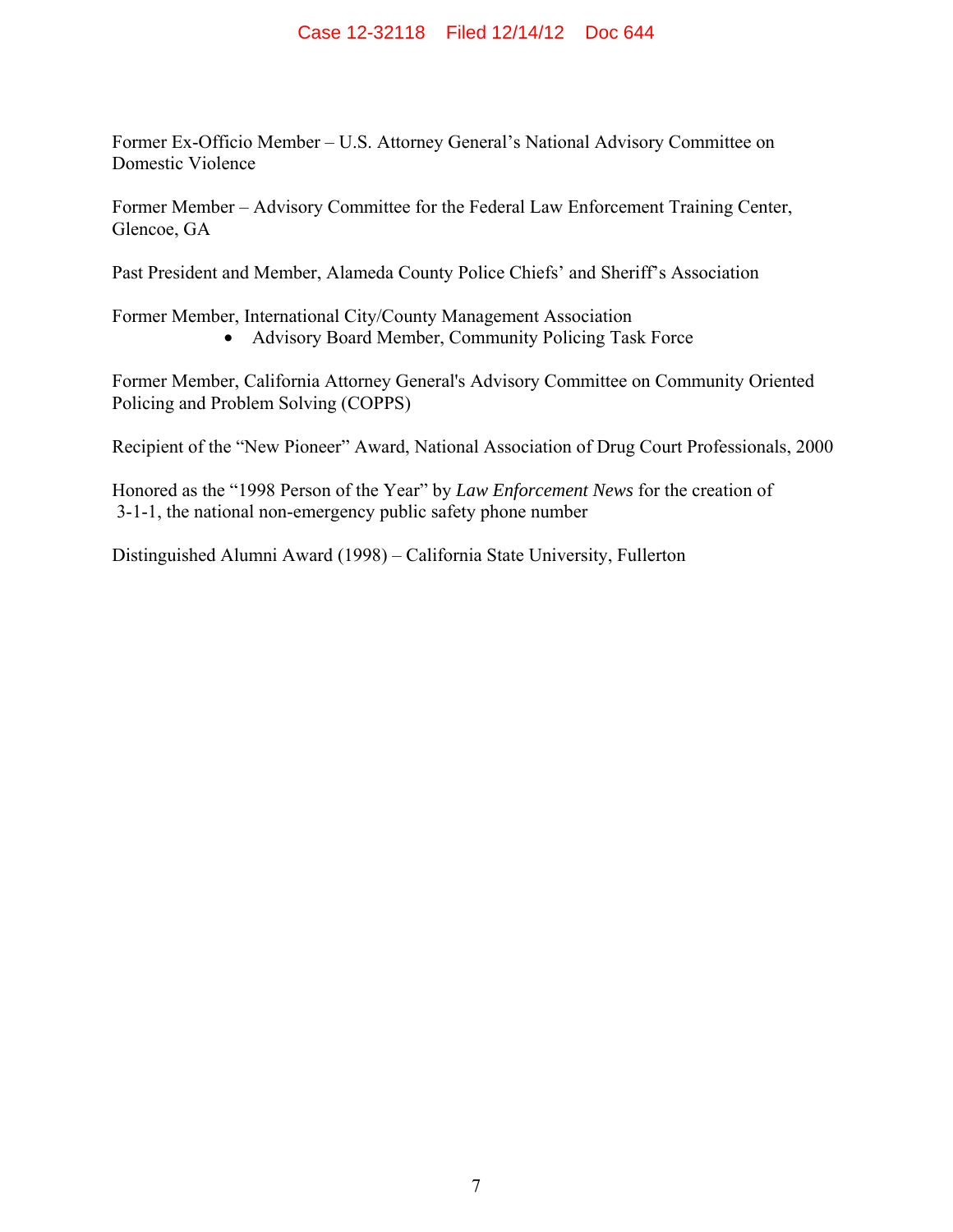Former Ex-Officio Member – U.S. Attorney General's National Advisory Committee on Domestic Violence

Former Member – Advisory Committee for the Federal Law Enforcement Training Center, Glencoe, GA

Past President and Member, Alameda County Police Chiefs' and Sheriff's Association

Former Member, International City/County Management Association
- Advisory Board Member, Community Policing Task Force

Former Member, California Attorney General's Advisory Committee on Community Oriented Policing and Problem Solving (COPPS)

Recipient of the "New Pioneer" Award, National Association of Drug Court Professionals, 2000

Honored as the "1998 Person of the Year" by *Law Enforcement News* for the creation of 3-1-1, the national non-emergency public safety phone number

Distinguished Alumni Award (1998) – California State University, Fullerton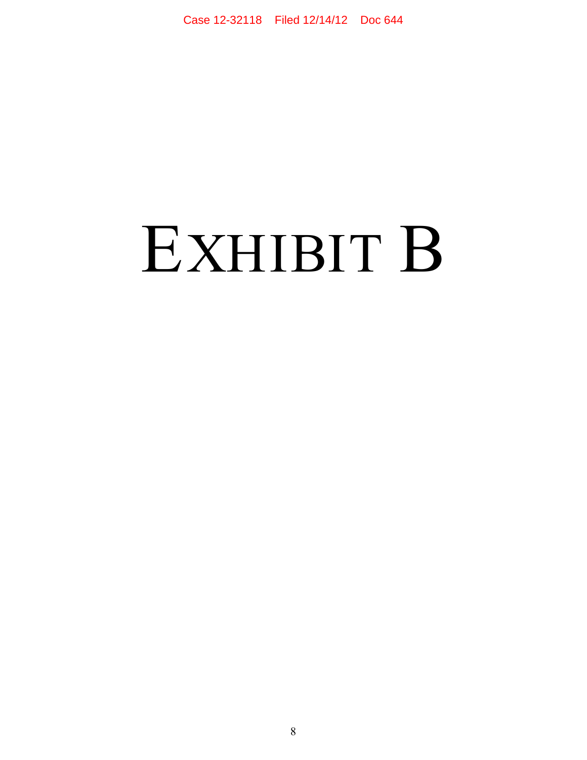# Exhibit B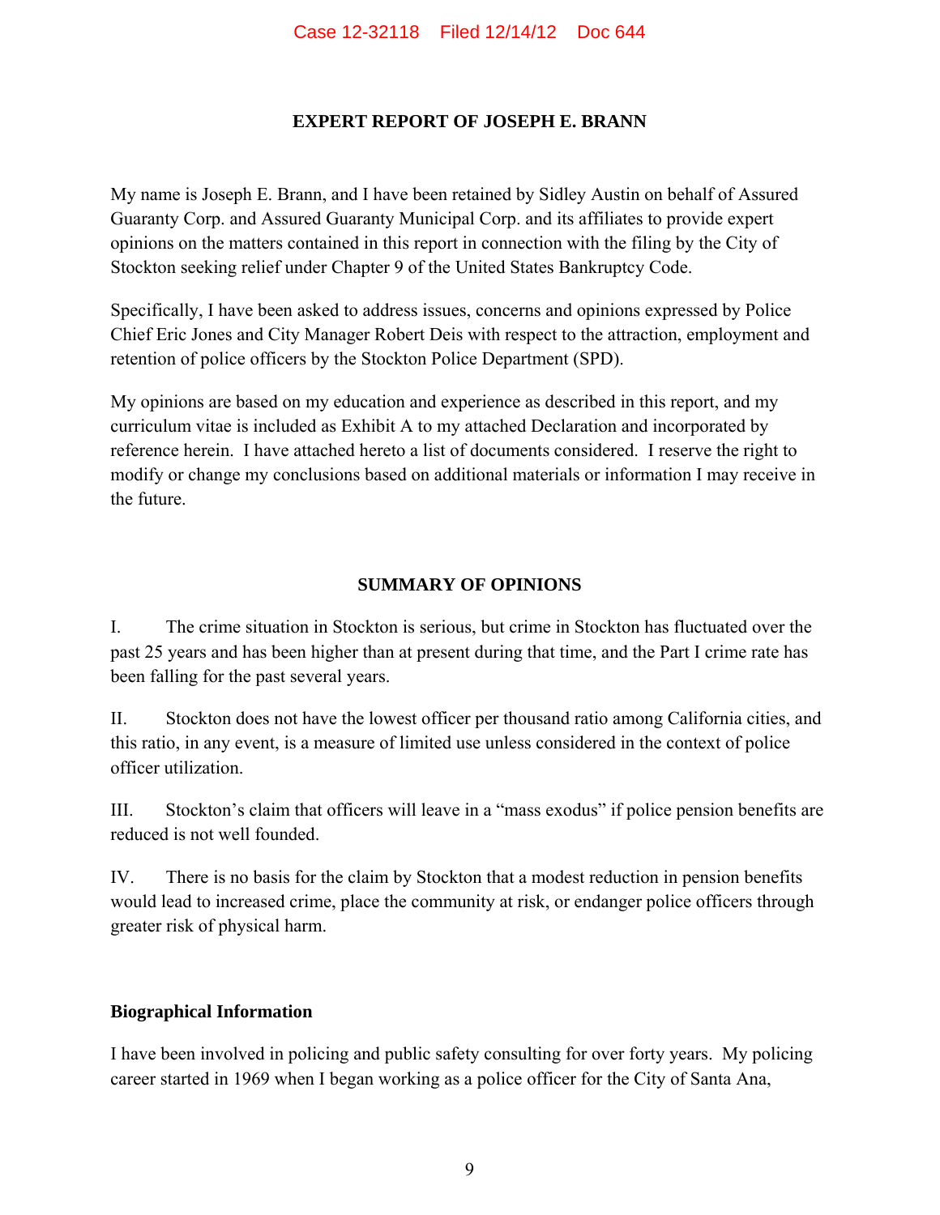## EXPERT REPORT OF JOSEPH E. BRANN

My name is Joseph E. Brann, and I have been retained by Sidley Austin on behalf of Assured Guaranty Corp. and Assured Guaranty Municipal Corp. and its affiliates to provide expert opinions on the matters contained in this report in connection with the filing by the City of Stockton seeking relief under Chapter 9 of the United States Bankruptcy Code.

Specifically, I have been asked to address issues, concerns and opinions expressed by Police Chief Eric Jones and City Manager Robert Deis with respect to the attraction, employment and retention of police officers by the Stockton Police Department (SPD).

My opinions are based on my education and experience as described in this report, and my curriculum vitae is included as Exhibit A to my attached Declaration and incorporated by reference herein. I have attached hereto a list of documents considered. I reserve the right to modify or change my conclusions based on additional materials or information I may receive in the future.

## SUMMARY OF OPINIONS

I. The crime situation in Stockton is serious, but crime in Stockton has fluctuated over the past 25 years and has been higher than at present during that time, and the Part I crime rate has been falling for the past several years.

II. Stockton does not have the lowest officer per thousand ratio among California cities, and this ratio, in any event, is a measure of limited use unless considered in the context of police officer utilization.

III. Stockton's claim that officers will leave in a "mass exodus" if police pension benefits are reduced is not well founded.

IV. There is no basis for the claim by Stockton that a modest reduction in pension benefits would lead to increased crime, place the community at risk, or endanger police officers through greater risk of physical harm.

### Biographical Information

I have been involved in policing and public safety consulting for over forty years. My policing career started in 1969 when I began working as a police officer for the City of Santa Ana,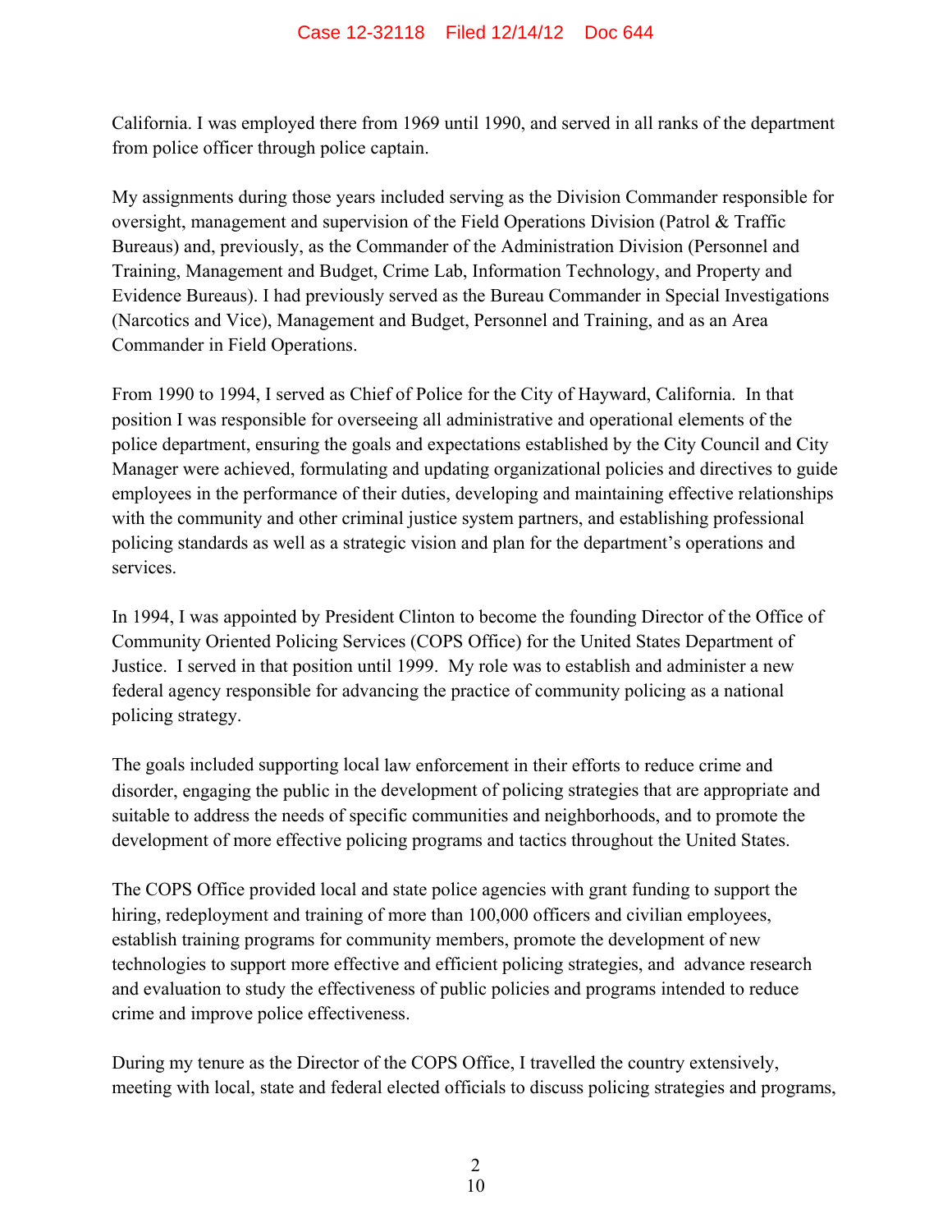California. I was employed there from 1969 until 1990, and served in all ranks of the department from police officer through police captain.

My assignments during those years included serving as the Division Commander responsible for oversight, management and supervision of the Field Operations Division (Patrol & Traffic Bureaus) and, previously, as the Commander of the Administration Division (Personnel and Training, Management and Budget, Crime Lab, Information Technology, and Property and Evidence Bureaus). I had previously served as the Bureau Commander in Special Investigations (Narcotics and Vice), Management and Budget, Personnel and Training, and as an Area Commander in Field Operations.

From 1990 to 1994, I served as Chief of Police for the City of Hayward, California. In that position I was responsible for overseeing all administrative and operational elements of the police department, ensuring the goals and expectations established by the City Council and City Manager were achieved, formulating and updating organizational policies and directives to guide employees in the performance of their duties, developing and maintaining effective relationships with the community and other criminal justice system partners, and establishing professional policing standards as well as a strategic vision and plan for the department's operations and services.

In 1994, I was appointed by President Clinton to become the founding Director of the Office of Community Oriented Policing Services (COPS Office) for the United States Department of Justice. I served in that position until 1999. My role was to establish and administer a new federal agency responsible for advancing the practice of community policing as a national policing strategy.

The goals included supporting local law enforcement in their efforts to reduce crime and disorder, engaging the public in the development of policing strategies that are appropriate and suitable to address the needs of specific communities and neighborhoods, and to promote the development of more effective policing programs and tactics throughout the United States.

The COPS Office provided local and state police agencies with grant funding to support the hiring, redeployment and training of more than 100,000 officers and civilian employees, establish training programs for community members, promote the development of new technologies to support more effective and efficient policing strategies, and advance research and evaluation to study the effectiveness of public policies and programs intended to reduce crime and improve police effectiveness.

During my tenure as the Director of the COPS Office, I travelled the country extensively, meeting with local, state and federal elected officials to discuss policing strategies and programs,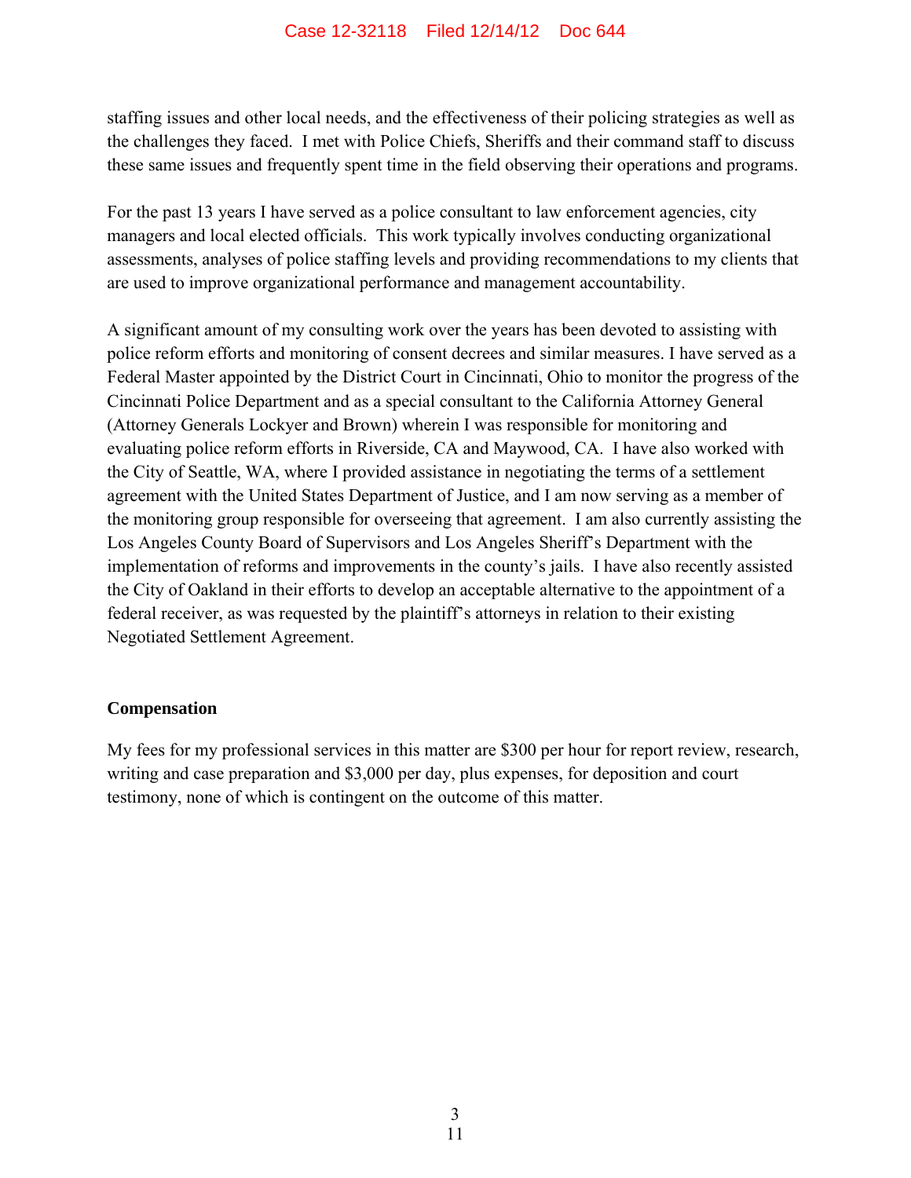staffing issues and other local needs, and the effectiveness of their policing strategies as well as the challenges they faced. I met with Police Chiefs, Sheriffs and their command staff to discuss these same issues and frequently spent time in the field observing their operations and programs.

For the past 13 years I have served as a police consultant to law enforcement agencies, city managers and local elected officials. This work typically involves conducting organizational assessments, analyses of police staffing levels and providing recommendations to my clients that are used to improve organizational performance and management accountability.

A significant amount of my consulting work over the years has been devoted to assisting with police reform efforts and monitoring of consent decrees and similar measures. I have served as a Federal Master appointed by the District Court in Cincinnati, Ohio to monitor the progress of the Cincinnati Police Department and as a special consultant to the California Attorney General (Attorney Generals Lockyer and Brown) wherein I was responsible for monitoring and evaluating police reform efforts in Riverside, CA and Maywood, CA. I have also worked with the City of Seattle, WA, where I provided assistance in negotiating the terms of a settlement agreement with the United States Department of Justice, and I am now serving as a member of the monitoring group responsible for overseeing that agreement. I am also currently assisting the Los Angeles County Board of Supervisors and Los Angeles Sheriff's Department with the implementation of reforms and improvements in the county's jails. I have also recently assisted the City of Oakland in their efforts to develop an acceptable alternative to the appointment of a federal receiver, as was requested by the plaintiff's attorneys in relation to their existing Negotiated Settlement Agreement.

**Compensation**

My fees for my professional services in this matter are $300 per hour for report review, research, writing and case preparation and $3,000 per day, plus expenses, for deposition and court testimony, none of which is contingent on the outcome of this matter.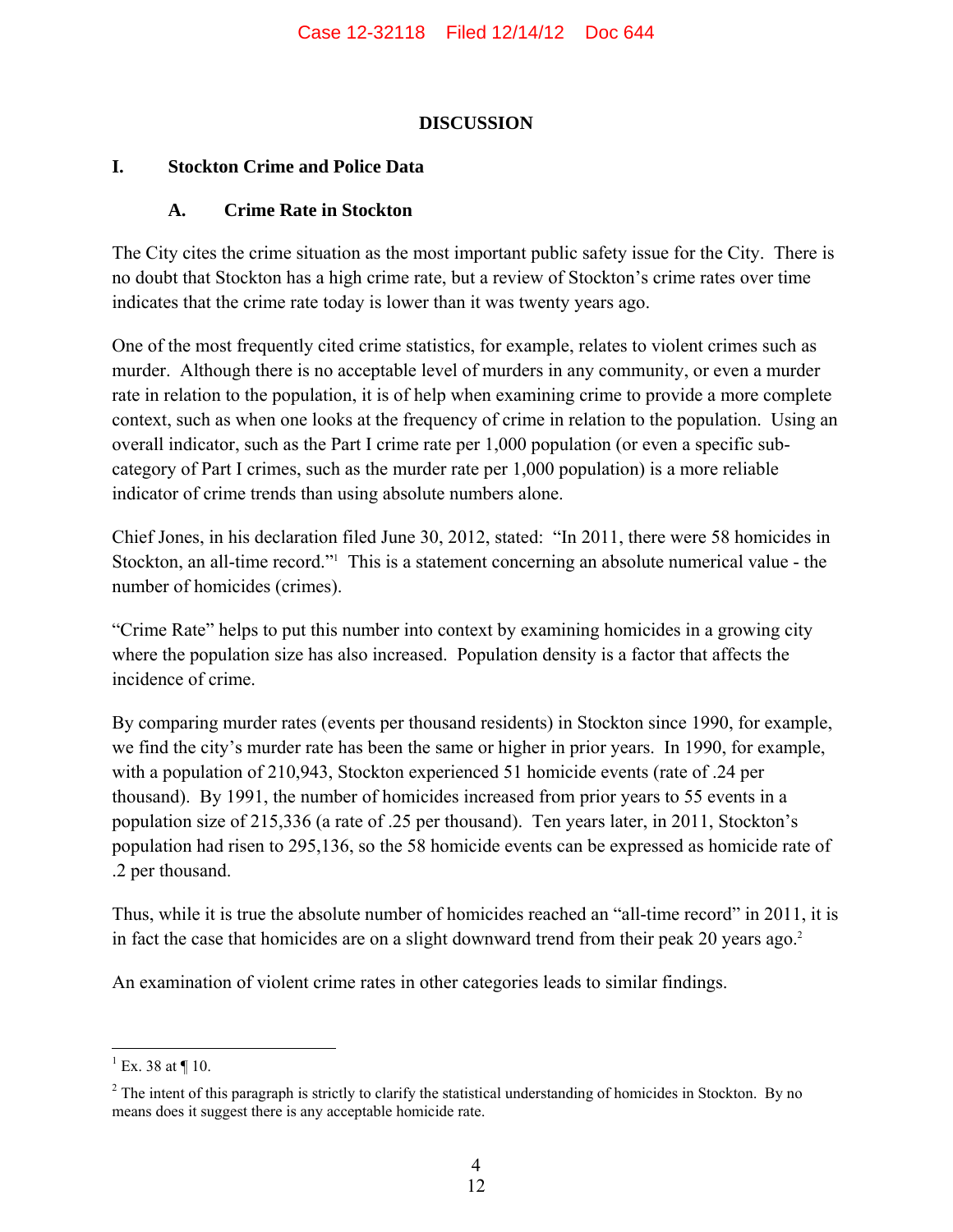# DISCUSSION

## I. Stockton Crime and Police Data

### A. Crime Rate in Stockton

The City cites the crime situation as the most important public safety issue for the City. There is no doubt that Stockton has a high crime rate, but a review of Stockton's crime rates over time indicates that the crime rate today is lower than it was twenty years ago.

One of the most frequently cited crime statistics, for example, relates to violent crimes such as murder. Although there is no acceptable level of murders in any community, or even a murder rate in relation to the population, it is of help when examining crime to provide a more complete context, such as when one looks at the frequency of crime in relation to the population. Using an overall indicator, such as the Part I crime rate per 1,000 population (or even a specific sub-category of Part I crimes, such as the murder rate per 1,000 population) is a more reliable indicator of crime trends than using absolute numbers alone.

Chief Jones, in his declaration filed June 30, 2012, stated: "In 2011, there were 58 homicides in Stockton, an all-time record."[1] This is a statement concerning an absolute numerical value - the number of homicides (crimes).

"Crime Rate" helps to put this number into context by examining homicides in a growing city where the population size has also increased. Population density is a factor that affects the incidence of crime.

By comparing murder rates (events per thousand residents) in Stockton since 1990, for example, we find the city's murder rate has been the same or higher in prior years. In 1990, for example, with a population of 210,943, Stockton experienced 51 homicide events (rate of .24 per thousand). By 1991, the number of homicides increased from prior years to 55 events in a population size of 215,336 (a rate of .25 per thousand). Ten years later, in 2011, Stockton's population had risen to 295,136, so the 58 homicide events can be expressed as homicide rate of .2 per thousand.

Thus, while it is true the absolute number of homicides reached an "all-time record" in 2011, it is in fact the case that homicides are on a slight downward trend from their peak 20 years ago.[2]

An examination of violent crime rates in other categories leads to similar findings.

---

[1] Ex. 38 at ¶ 10.

[2] The intent of this paragraph is strictly to clarify the statistical understanding of homicides in Stockton. By no means does it suggest there is any acceptable homicide rate.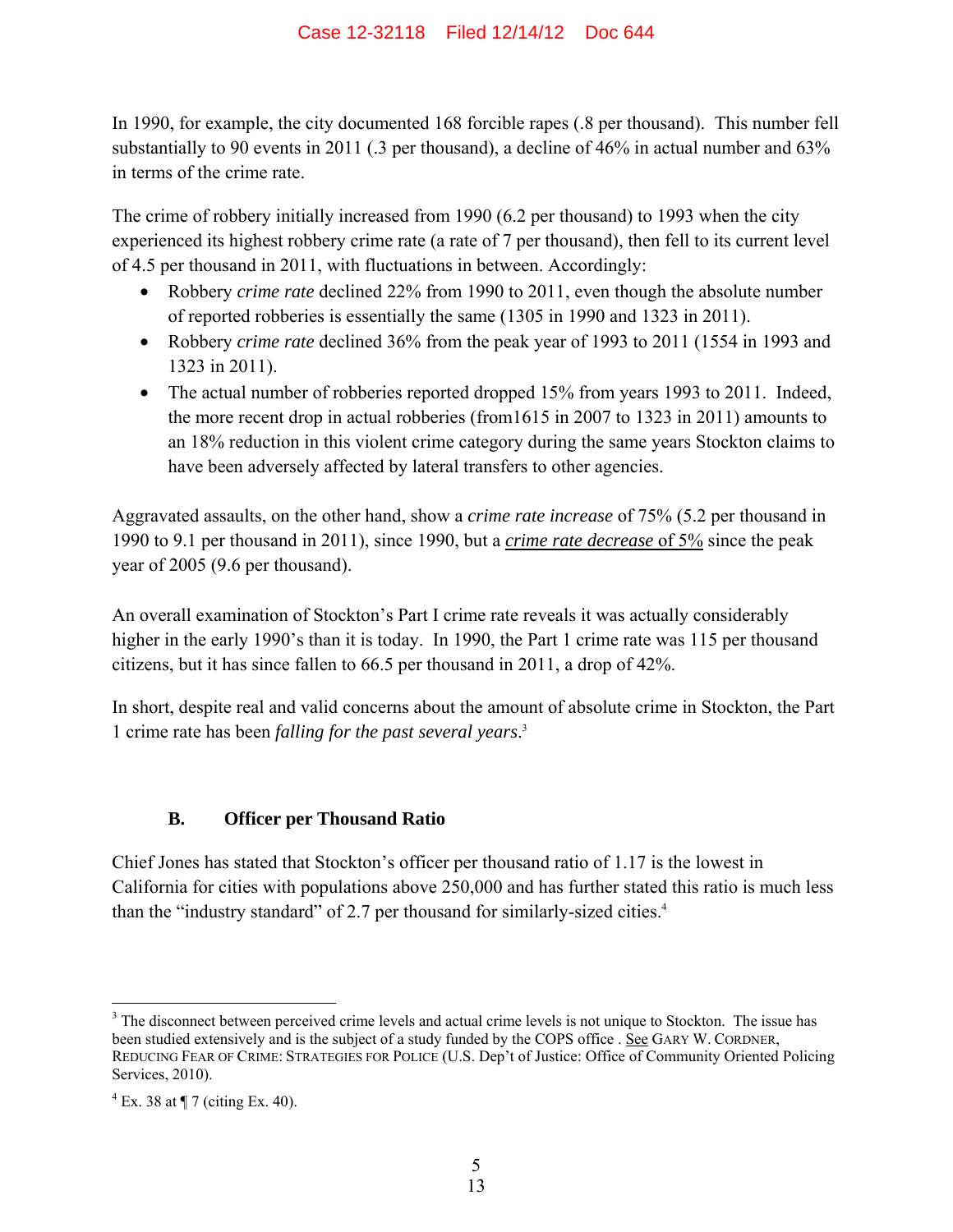In 1990, for example, the city documented 168 forcible rapes (.8 per thousand). This number fell substantially to 90 events in 2011 (.3 per thousand), a decline of 46% in actual number and 63% in terms of the crime rate.

The crime of robbery initially increased from 1990 (6.2 per thousand) to 1993 when the city experienced its highest robbery crime rate (a rate of 7 per thousand), then fell to its current level of 4.5 per thousand in 2011, with fluctuations in between. Accordingly:

- Robbery *crime rate* declined 22% from 1990 to 2011, even though the absolute number of reported robberies is essentially the same (1305 in 1990 and 1323 in 2011).
- Robbery *crime rate* declined 36% from the peak year of 1993 to 2011 (1554 in 1993 and 1323 in 2011).
- The actual number of robberies reported dropped 15% from years 1993 to 2011. Indeed, the more recent drop in actual robberies (from1615 in 2007 to 1323 in 2011) amounts to an 18% reduction in this violent crime category during the same years Stockton claims to have been adversely affected by lateral transfers to other agencies.

Aggravated assaults, on the other hand, show a *crime rate increase* of 75% (5.2 per thousand in 1990 to 9.1 per thousand in 2011), since 1990, but a <u>*crime rate decrease* of 5%</u> since the peak year of 2005 (9.6 per thousand).

An overall examination of Stockton's Part I crime rate reveals it was actually considerably higher in the early 1990's than it is today. In 1990, the Part 1 crime rate was 115 per thousand citizens, but it has since fallen to 66.5 per thousand in 2011, a drop of 42%.

In short, despite real and valid concerns about the amount of absolute crime in Stockton, the Part 1 crime rate has been *falling for the past several years*.[3]

### B. Officer per Thousand Ratio

Chief Jones has stated that Stockton's officer per thousand ratio of 1.17 is the lowest in California for cities with populations above 250,000 and has further stated this ratio is much less than the "industry standard" of 2.7 per thousand for similarly-sized cities.[4]

---

[3] The disconnect between perceived crime levels and actual crime levels is not unique to Stockton. The issue has been studied extensively and is the subject of a study funded by the COPS office . <u>See</u> GARY W. CORDNER, REDUCING FEAR OF CRIME: STRATEGIES FOR POLICE (U.S. Dep't of Justice: Office of Community Oriented Policing Services, 2010).

[4] Ex. 38 at ¶ 7 (citing Ex. 40).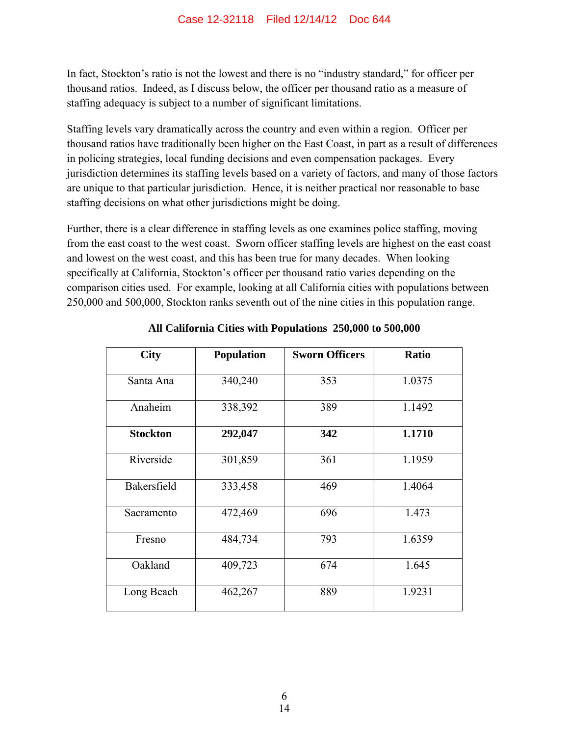In fact, Stockton's ratio is not the lowest and there is no "industry standard," for officer per thousand ratios. Indeed, as I discuss below, the officer per thousand ratio as a measure of staffing adequacy is subject to a number of significant limitations.

Staffing levels vary dramatically across the country and even within a region. Officer per thousand ratios have traditionally been higher on the East Coast, in part as a result of differences in policing strategies, local funding decisions and even compensation packages. Every jurisdiction determines its staffing levels based on a variety of factors, and many of those factors are unique to that particular jurisdiction. Hence, it is neither practical nor reasonable to base staffing decisions on what other jurisdictions might be doing.

Further, there is a clear difference in staffing levels as one examines police staffing, moving from the east coast to the west coast. Sworn officer staffing levels are highest on the east coast and lowest on the west coast, and this has been true for many decades. When looking specifically at California, Stockton's officer per thousand ratio varies depending on the comparison cities used. For example, looking at all California cities with populations between 250,000 and 500,000, Stockton ranks seventh out of the nine cities in this population range.

**All California Cities with Populations 250,000 to 500,000**

| City | Population | Sworn Officers | Ratio |
|---|---|---|---|
| Santa Ana | 340,240 | 353 | 1.0375 |
| Anaheim | 338,392 | 389 | 1.1492 |
| **Stockton** | **292,047** | **342** | **1.1710** |
| Riverside | 301,859 | 361 | 1.1959 |
| Bakersfield | 333,458 | 469 | 1.4064 |
| Sacramento | 472,469 | 696 | 1.473 |
| Fresno | 484,734 | 793 | 1.6359 |
| Oakland | 409,723 | 674 | 1.645 |
| Long Beach | 462,267 | 889 | 1.9231 |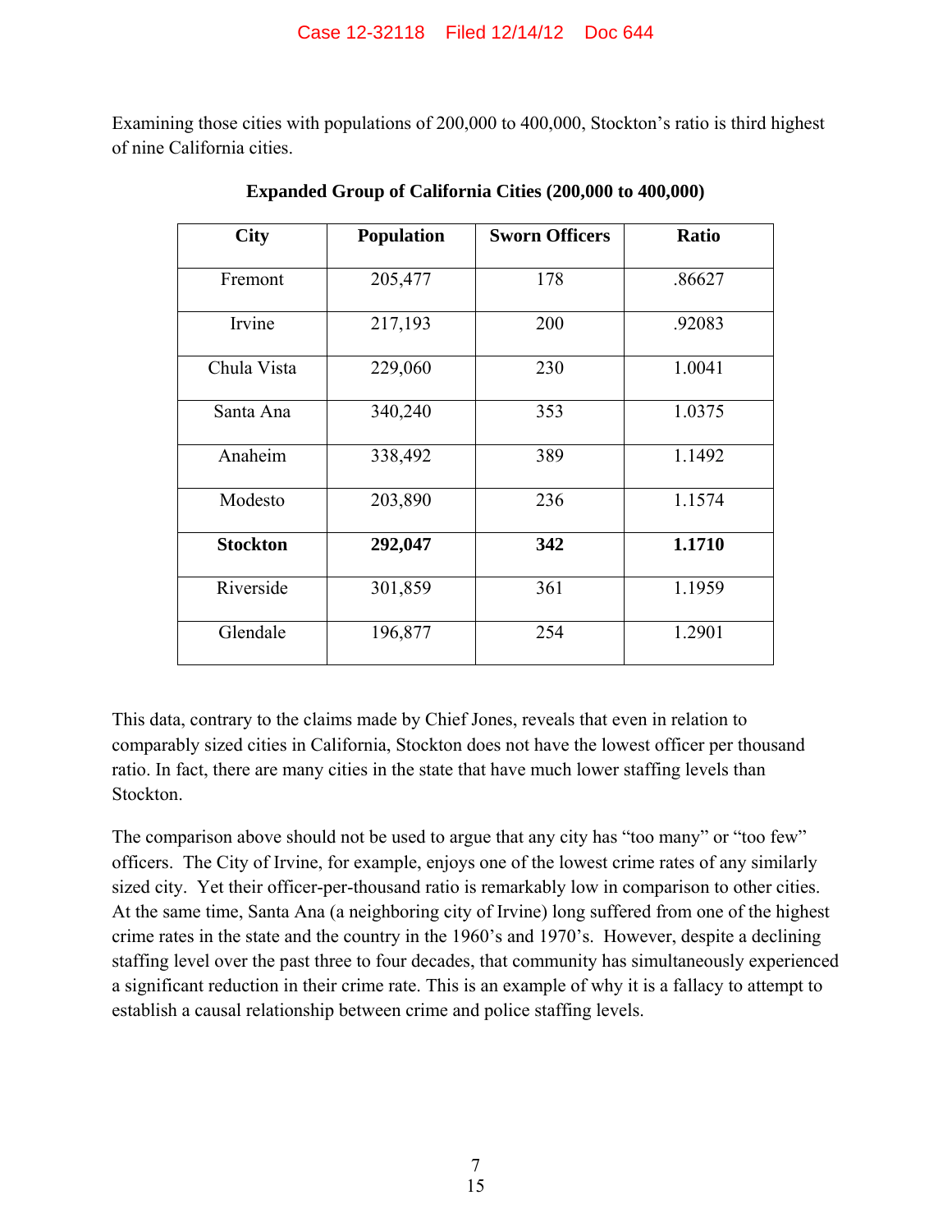Examining those cities with populations of 200,000 to 400,000, Stockton's ratio is third highest of nine California cities.

**Expanded Group of California Cities (200,000 to 400,000)**

| City | Population | Sworn Officers | Ratio |
|---|---|---|---|
| Fremont | 205,477 | 178 | .86627 |
| Irvine | 217,193 | 200 | .92083 |
| Chula Vista | 229,060 | 230 | 1.0041 |
| Santa Ana | 340,240 | 353 | 1.0375 |
| Anaheim | 338,492 | 389 | 1.1492 |
| Modesto | 203,890 | 236 | 1.1574 |
| **Stockton** | **292,047** | **342** | **1.1710** |
| Riverside | 301,859 | 361 | 1.1959 |
| Glendale | 196,877 | 254 | 1.2901 |

This data, contrary to the claims made by Chief Jones, reveals that even in relation to comparably sized cities in California, Stockton does not have the lowest officer per thousand ratio. In fact, there are many cities in the state that have much lower staffing levels than Stockton.

The comparison above should not be used to argue that any city has "too many" or "too few" officers. The City of Irvine, for example, enjoys one of the lowest crime rates of any similarly sized city. Yet their officer-per-thousand ratio is remarkably low in comparison to other cities. At the same time, Santa Ana (a neighboring city of Irvine) long suffered from one of the highest crime rates in the state and the country in the 1960's and 1970's. However, despite a declining staffing level over the past three to four decades, that community has simultaneously experienced a significant reduction in their crime rate. This is an example of why it is a fallacy to attempt to establish a causal relationship between crime and police staffing levels.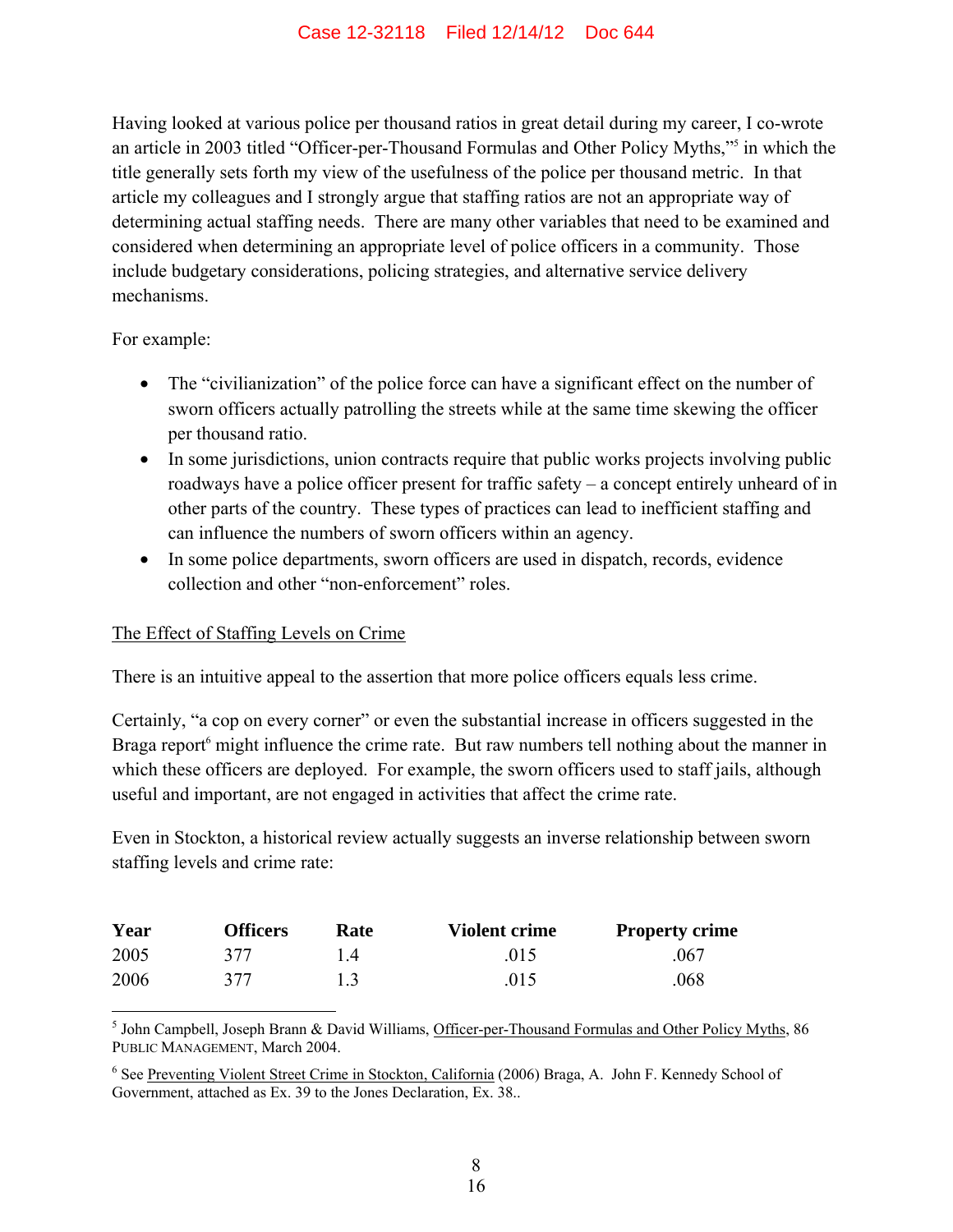Having looked at various police per thousand ratios in great detail during my career, I co-wrote an article in 2003 titled "Officer-per-Thousand Formulas and Other Policy Myths,"[5] in which the title generally sets forth my view of the usefulness of the police per thousand metric. In that article my colleagues and I strongly argue that staffing ratios are not an appropriate way of determining actual staffing needs. There are many other variables that need to be examined and considered when determining an appropriate level of police officers in a community. Those include budgetary considerations, policing strategies, and alternative service delivery mechanisms.

For example:

- The "civilianization" of the police force can have a significant effect on the number of sworn officers actually patrolling the streets while at the same time skewing the officer per thousand ratio.
- In some jurisdictions, union contracts require that public works projects involving public roadways have a police officer present for traffic safety – a concept entirely unheard of in other parts of the country. These types of practices can lead to inefficient staffing and can influence the numbers of sworn officers within an agency.
- In some police departments, sworn officers are used in dispatch, records, evidence collection and other "non-enforcement" roles.

<u>The Effect of Staffing Levels on Crime</u>

There is an intuitive appeal to the assertion that more police officers equals less crime.

Certainly, "a cop on every corner" or even the substantial increase in officers suggested in the Braga report[6] might influence the crime rate. But raw numbers tell nothing about the manner in which these officers are deployed. For example, the sworn officers used to staff jails, although useful and important, are not engaged in activities that affect the crime rate.

Even in Stockton, a historical review actually suggests an inverse relationship between sworn staffing levels and crime rate:

| Year | Officers | Rate | Violent crime | Property crime |
|---|---|---|---|---|
| 2005 | 377 | 1.4 | .015 | .067 |
| 2006 | 377 | 1.3 | .015 | .068 |

---

[5] John Campbell, Joseph Brann & David Williams, <u>Officer-per-Thousand Formulas and Other Policy Myths</u>, 86 PUBLIC MANAGEMENT, March 2004.

[6] See <u>Preventing Violent Street Crime in Stockton, California</u> (2006) Braga, A. John F. Kennedy School of Government, attached as Ex. 39 to the Jones Declaration, Ex. 38..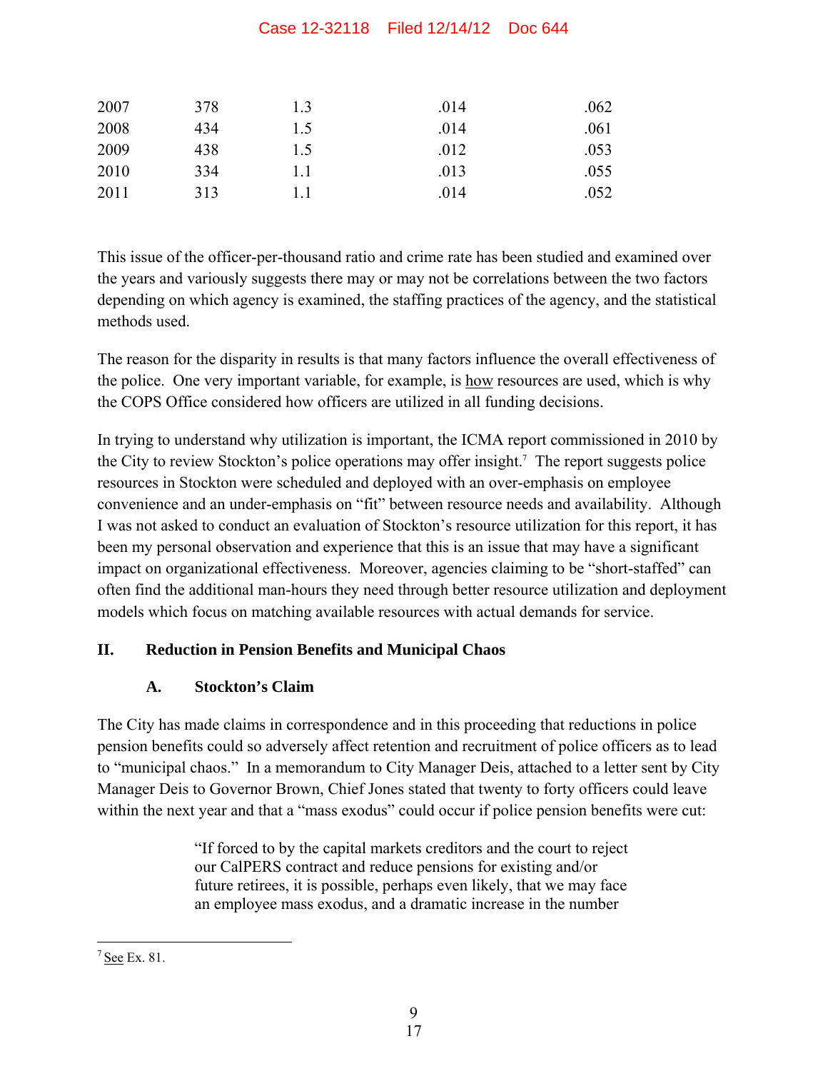| | | | | |
|---|---|---|---|---|
| 2007 | 378 | 1.3 | .014 | .062 |
| 2008 | 434 | 1.5 | .014 | .061 |
| 2009 | 438 | 1.5 | .012 | .053 |
| 2010 | 334 | 1.1 | .013 | .055 |
| 2011 | 313 | 1.1 | .014 | .052 |

This issue of the officer-per-thousand ratio and crime rate has been studied and examined over the years and variously suggests there may or may not be correlations between the two factors depending on which agency is examined, the staffing practices of the agency, and the statistical methods used.

The reason for the disparity in results is that many factors influence the overall effectiveness of the police. One very important variable, for example, is how resources are used, which is why the COPS Office considered how officers are utilized in all funding decisions.

In trying to understand why utilization is important, the ICMA report commissioned in 2010 by the City to review Stockton's police operations may offer insight.[7] The report suggests police resources in Stockton were scheduled and deployed with an over-emphasis on employee convenience and an under-emphasis on "fit" between resource needs and availability. Although I was not asked to conduct an evaluation of Stockton's resource utilization for this report, it has been my personal observation and experience that this is an issue that may have a significant impact on organizational effectiveness. Moreover, agencies claiming to be "short-staffed" can often find the additional man-hours they need through better resource utilization and deployment models which focus on matching available resources with actual demands for service.

## II. Reduction in Pension Benefits and Municipal Chaos

### A. Stockton's Claim

The City has made claims in correspondence and in this proceeding that reductions in police pension benefits could so adversely affect retention and recruitment of police officers as to lead to "municipal chaos." In a memorandum to City Manager Deis, attached to a letter sent by City Manager Deis to Governor Brown, Chief Jones stated that twenty to forty officers could leave within the next year and that a "mass exodus" could occur if police pension benefits were cut:

> "If forced to by the capital markets creditors and the court to reject our CalPERS contract and reduce pensions for existing and/or future retirees, it is possible, perhaps even likely, that we may face an employee mass exodus, and a dramatic increase in the number

[7] See Ex. 81.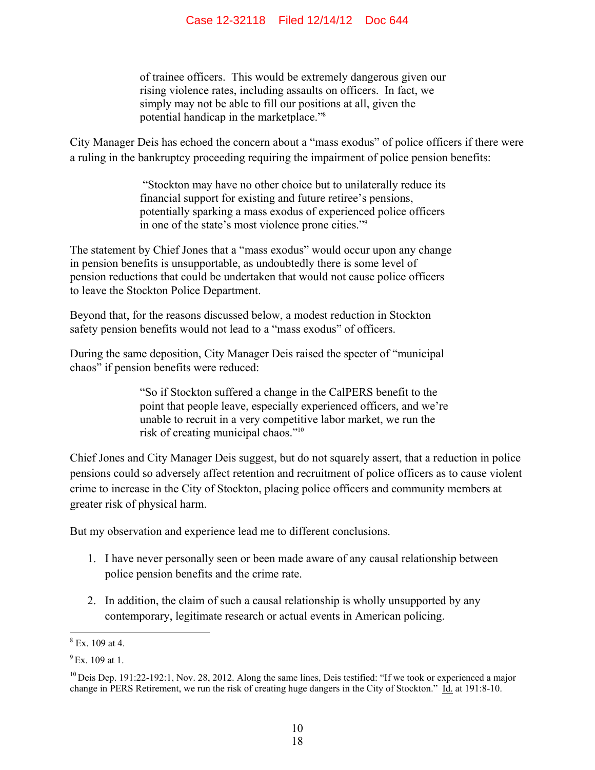> of trainee officers. This would be extremely dangerous given our rising violence rates, including assaults on officers. In fact, we simply may not be able to fill our positions at all, given the potential handicap in the marketplace."[8]

City Manager Deis has echoed the concern about a "mass exodus" of police officers if there were a ruling in the bankruptcy proceeding requiring the impairment of police pension benefits:

> "Stockton may have no other choice but to unilaterally reduce its financial support for existing and future retiree's pensions, potentially sparking a mass exodus of experienced police officers in one of the state's most violence prone cities."[9]

The statement by Chief Jones that a "mass exodus" would occur upon any change in pension benefits is unsupportable, as undoubtedly there is some level of pension reductions that could be undertaken that would not cause police officers to leave the Stockton Police Department.

Beyond that, for the reasons discussed below, a modest reduction in Stockton safety pension benefits would not lead to a "mass exodus" of officers.

During the same deposition, City Manager Deis raised the specter of "municipal chaos" if pension benefits were reduced:

> "So if Stockton suffered a change in the CalPERS benefit to the point that people leave, especially experienced officers, and we're unable to recruit in a very competitive labor market, we run the risk of creating municipal chaos."[10]

Chief Jones and City Manager Deis suggest, but do not squarely assert, that a reduction in police pensions could so adversely affect retention and recruitment of police officers as to cause violent crime to increase in the City of Stockton, placing police officers and community members at greater risk of physical harm.

But my observation and experience lead me to different conclusions.

1. I have never personally seen or been made aware of any causal relationship between police pension benefits and the crime rate.
2. In addition, the claim of such a causal relationship is wholly unsupported by any contemporary, legitimate research or actual events in American policing.

---

[8] Ex. 109 at 4.

[9] Ex. 109 at 1.

[10] Deis Dep. 191:22-192:1, Nov. 28, 2012. Along the same lines, Deis testified: "If we took or experienced a major change in PERS Retirement, we run the risk of creating huge dangers in the City of Stockton." Id. at 191:8-10.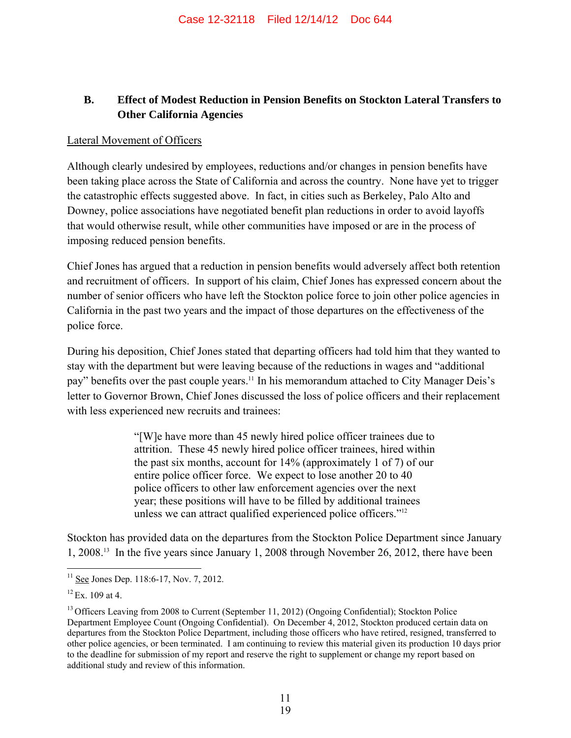### B. Effect of Modest Reduction in Pension Benefits on Stockton Lateral Transfers to Other California Agencies

Lateral Movement of Officers

Although clearly undesired by employees, reductions and/or changes in pension benefits have been taking place across the State of California and across the country. None have yet to trigger the catastrophic effects suggested above. In fact, in cities such as Berkeley, Palo Alto and Downey, police associations have negotiated benefit plan reductions in order to avoid layoffs that would otherwise result, while other communities have imposed or are in the process of imposing reduced pension benefits.

Chief Jones has argued that a reduction in pension benefits would adversely affect both retention and recruitment of officers. In support of his claim, Chief Jones has expressed concern about the number of senior officers who have left the Stockton police force to join other police agencies in California in the past two years and the impact of those departures on the effectiveness of the police force.

During his deposition, Chief Jones stated that departing officers had told him that they wanted to stay with the department but were leaving because of the reductions in wages and "additional pay" benefits over the past couple years.[11] In his memorandum attached to City Manager Deis's letter to Governor Brown, Chief Jones discussed the loss of police officers and their replacement with less experienced new recruits and trainees:

> "[W]e have more than 45 newly hired police officer trainees due to attrition. These 45 newly hired police officer trainees, hired within the past six months, account for 14% (approximately 1 of 7) of our entire police officer force. We expect to lose another 20 to 40 police officers to other law enforcement agencies over the next year; these positions will have to be filled by additional trainees unless we can attract qualified experienced police officers."[12]

Stockton has provided data on the departures from the Stockton Police Department since January 1, 2008.[13] In the five years since January 1, 2008 through November 26, 2012, there have been

---

[11] See Jones Dep. 118:6-17, Nov. 7, 2012.

[12] Ex. 109 at 4.

[13] Officers Leaving from 2008 to Current (September 11, 2012) (Ongoing Confidential); Stockton Police Department Employee Count (Ongoing Confidential). On December 4, 2012, Stockton produced certain data on departures from the Stockton Police Department, including those officers who have retired, resigned, transferred to other police agencies, or been terminated. I am continuing to review this material given its production 10 days prior to the deadline for submission of my report and reserve the right to supplement or change my report based on additional study and review of this information.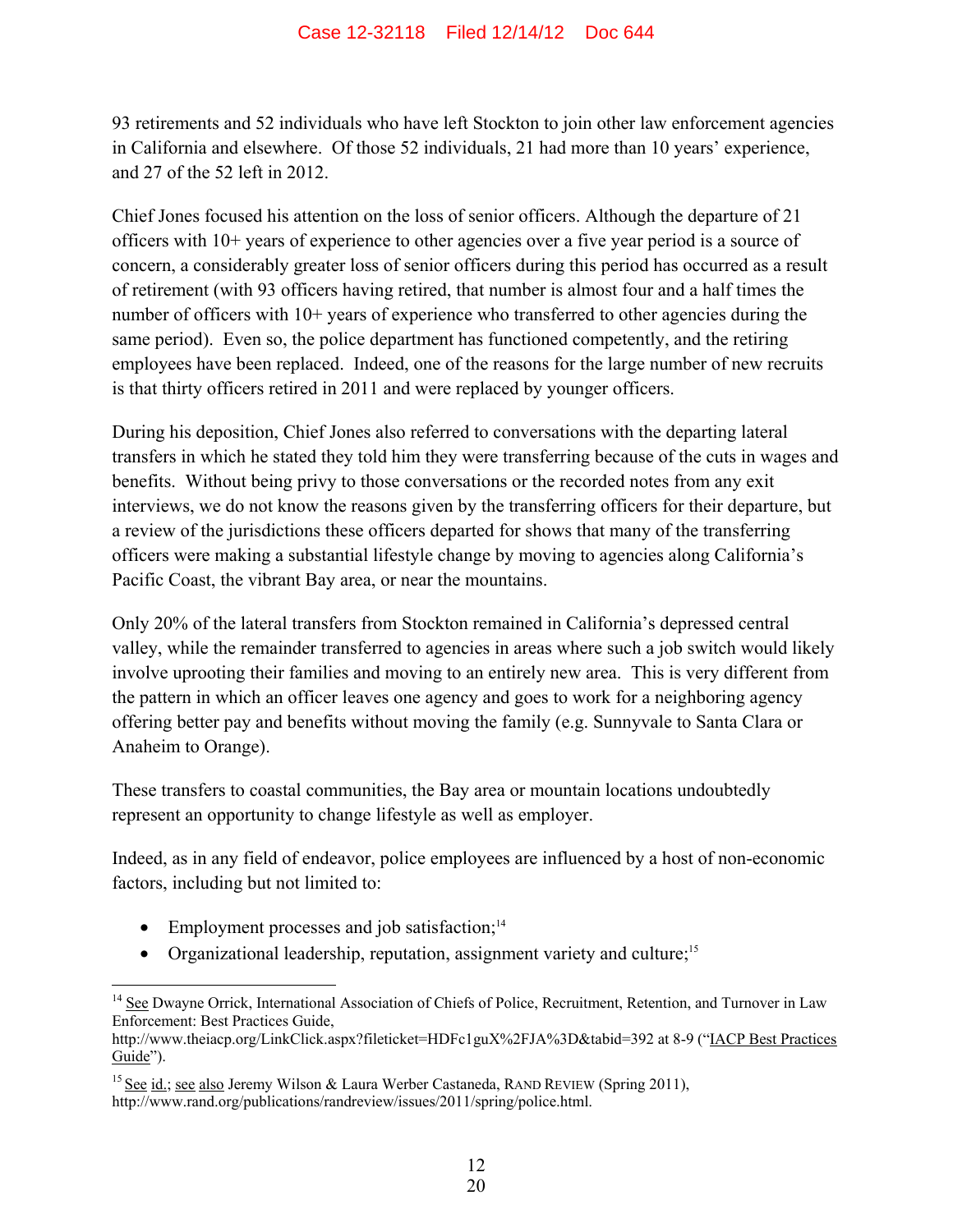93 retirements and 52 individuals who have left Stockton to join other law enforcement agencies in California and elsewhere. Of those 52 individuals, 21 had more than 10 years' experience, and 27 of the 52 left in 2012.

Chief Jones focused his attention on the loss of senior officers. Although the departure of 21 officers with 10+ years of experience to other agencies over a five year period is a source of concern, a considerably greater loss of senior officers during this period has occurred as a result of retirement (with 93 officers having retired, that number is almost four and a half times the number of officers with 10+ years of experience who transferred to other agencies during the same period). Even so, the police department has functioned competently, and the retiring employees have been replaced. Indeed, one of the reasons for the large number of new recruits is that thirty officers retired in 2011 and were replaced by younger officers.

During his deposition, Chief Jones also referred to conversations with the departing lateral transfers in which he stated they told him they were transferring because of the cuts in wages and benefits. Without being privy to those conversations or the recorded notes from any exit interviews, we do not know the reasons given by the transferring officers for their departure, but a review of the jurisdictions these officers departed for shows that many of the transferring officers were making a substantial lifestyle change by moving to agencies along California's Pacific Coast, the vibrant Bay area, or near the mountains.

Only 20% of the lateral transfers from Stockton remained in California's depressed central valley, while the remainder transferred to agencies in areas where such a job switch would likely involve uprooting their families and moving to an entirely new area. This is very different from the pattern in which an officer leaves one agency and goes to work for a neighboring agency offering better pay and benefits without moving the family (e.g. Sunnyvale to Santa Clara or Anaheim to Orange).

These transfers to coastal communities, the Bay area or mountain locations undoubtedly represent an opportunity to change lifestyle as well as employer.

Indeed, as in any field of endeavor, police employees are influenced by a host of non-economic factors, including but not limited to:

- Employment processes and job satisfaction;[14]
- Organizational leadership, reputation, assignment variety and culture;[15]

---

[14] See Dwayne Orrick, International Association of Chiefs of Police, Recruitment, Retention, and Turnover in Law Enforcement: Best Practices Guide, http://www.theiacp.org/LinkClick.aspx?fileticket=HDFc1guX%2FJA%3D&tabid=392 at 8-9 ("IACP Best Practices Guide").

[15] See id.; see also Jeremy Wilson & Laura Werber Castaneda, RAND REVIEW (Spring 2011), http://www.rand.org/publications/randreview/issues/2011/spring/police.html.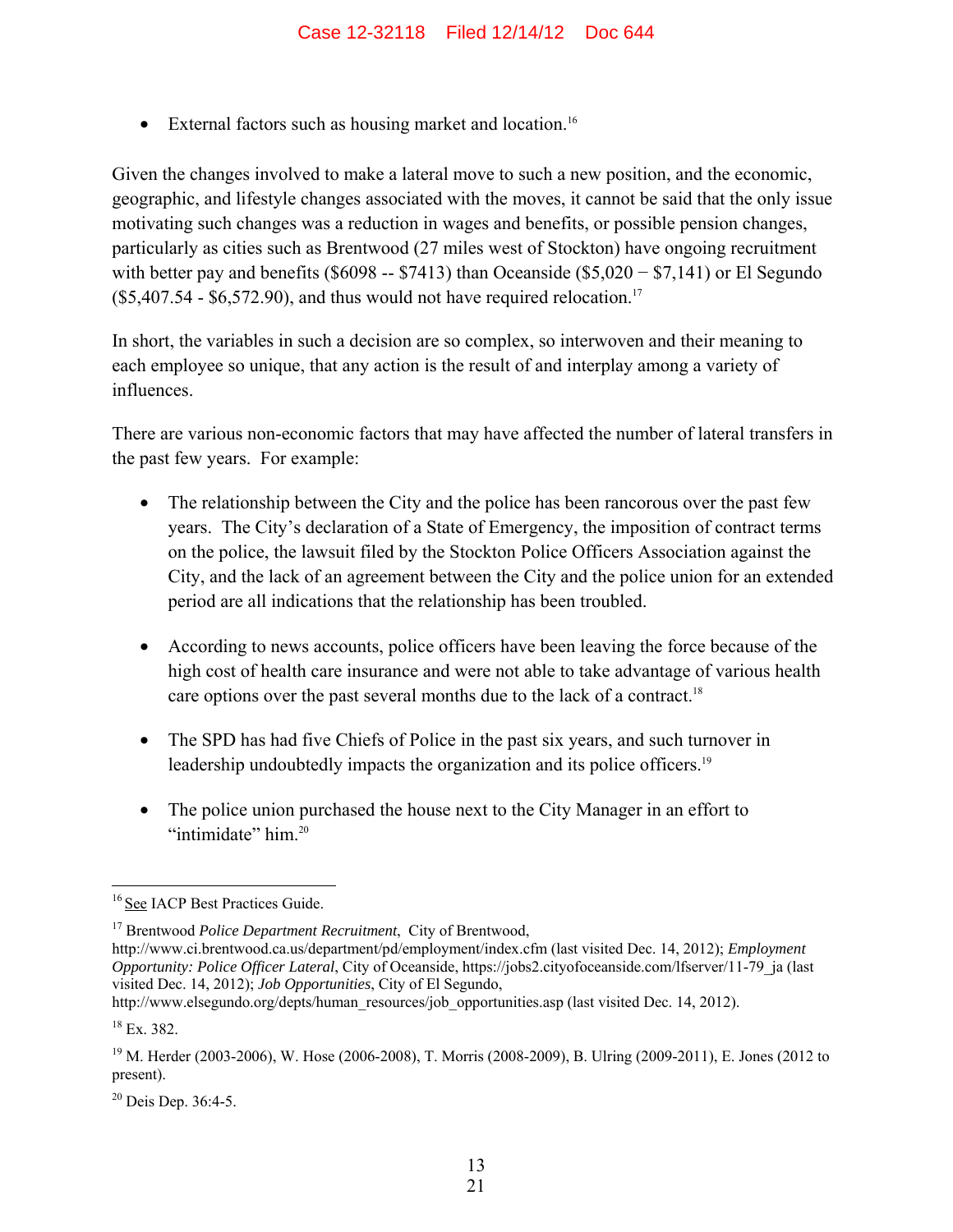- External factors such as housing market and location.[16]

Given the changes involved to make a lateral move to such a new position, and the economic, geographic, and lifestyle changes associated with the moves, it cannot be said that the only issue motivating such changes was a reduction in wages and benefits, or possible pension changes, particularly as cities such as Brentwood (27 miles west of Stockton) have ongoing recruitment with better pay and benefits ($6098 -- $7413) than Oceanside ($5,020 − $7,141) or El Segundo ($5,407.54 - $6,572.90), and thus would not have required relocation.[17]

In short, the variables in such a decision are so complex, so interwoven and their meaning to each employee so unique, that any action is the result of and interplay among a variety of influences.

There are various non-economic factors that may have affected the number of lateral transfers in the past few years. For example:

- The relationship between the City and the police has been rancorous over the past few years. The City's declaration of a State of Emergency, the imposition of contract terms on the police, the lawsuit filed by the Stockton Police Officers Association against the City, and the lack of an agreement between the City and the police union for an extended period are all indications that the relationship has been troubled.

- According to news accounts, police officers have been leaving the force because of the high cost of health care insurance and were not able to take advantage of various health care options over the past several months due to the lack of a contract.[18]

- The SPD has had five Chiefs of Police in the past six years, and such turnover in leadership undoubtedly impacts the organization and its police officers.[19]

- The police union purchased the house next to the City Manager in an effort to "intimidate" him.[20]

---

[16] See IACP Best Practices Guide.

[17] Brentwood *Police Department Recruitment*, City of Brentwood, http://www.ci.brentwood.ca.us/department/pd/employment/index.cfm (last visited Dec. 14, 2012); *Employment Opportunity: Police Officer Lateral*, City of Oceanside, https://jobs2.cityofoceanside.com/lfserver/11-79_ja (last visited Dec. 14, 2012); *Job Opportunities*, City of El Segundo, http://www.elsegundo.org/depts/human_resources/job_opportunities.asp (last visited Dec. 14, 2012).

[18] Ex. 382.

[19] M. Herder (2003-2006), W. Hose (2006-2008), T. Morris (2008-2009), B. Ulring (2009-2011), E. Jones (2012 to present).

[20] Deis Dep. 36:4-5.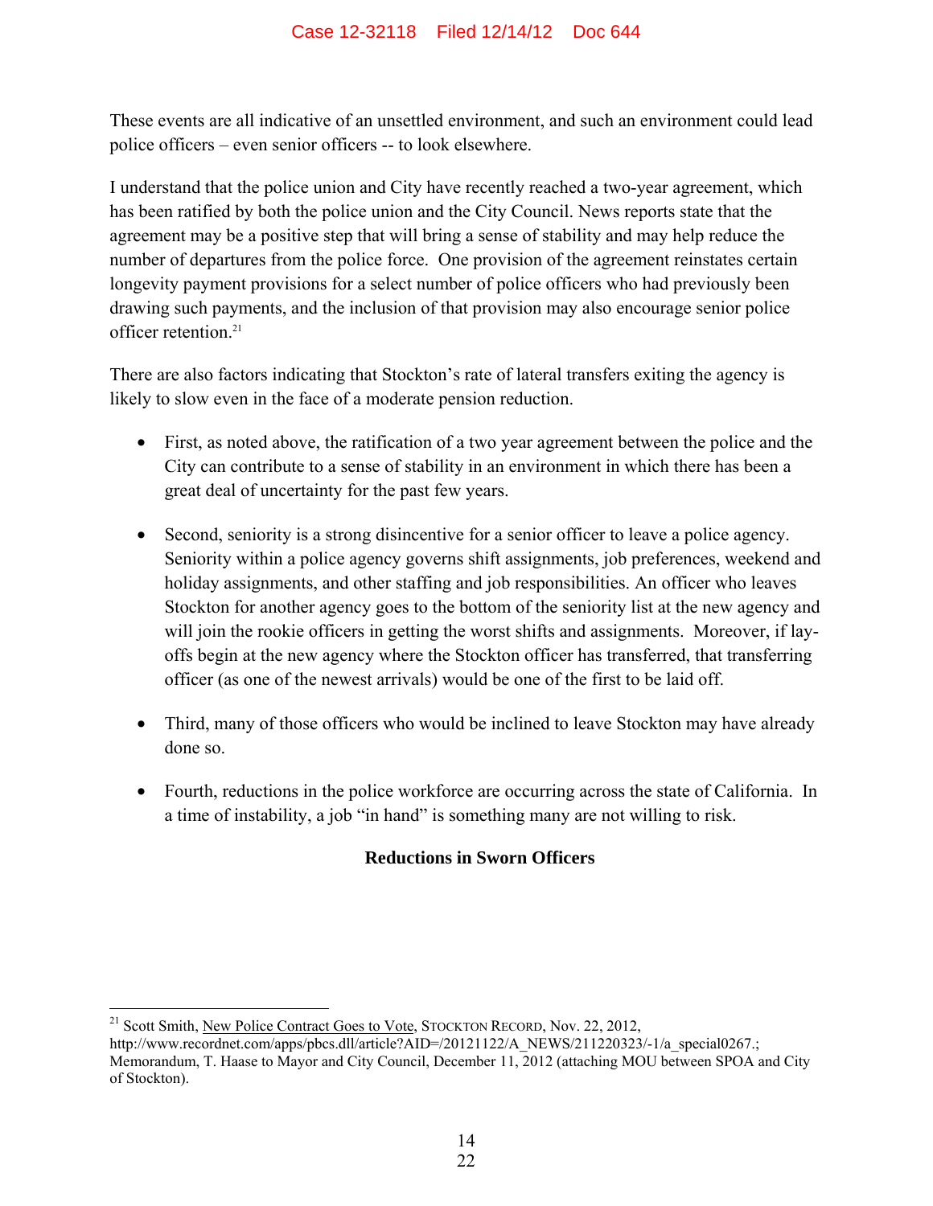These events are all indicative of an unsettled environment, and such an environment could lead police officers – even senior officers -- to look elsewhere.

I understand that the police union and City have recently reached a two-year agreement, which has been ratified by both the police union and the City Council. News reports state that the agreement may be a positive step that will bring a sense of stability and may help reduce the number of departures from the police force. One provision of the agreement reinstates certain longevity payment provisions for a select number of police officers who had previously been drawing such payments, and the inclusion of that provision may also encourage senior police officer retention.[21]

There are also factors indicating that Stockton's rate of lateral transfers exiting the agency is likely to slow even in the face of a moderate pension reduction.

- First, as noted above, the ratification of a two year agreement between the police and the City can contribute to a sense of stability in an environment in which there has been a great deal of uncertainty for the past few years.
- Second, seniority is a strong disincentive for a senior officer to leave a police agency. Seniority within a police agency governs shift assignments, job preferences, weekend and holiday assignments, and other staffing and job responsibilities. An officer who leaves Stockton for another agency goes to the bottom of the seniority list at the new agency and will join the rookie officers in getting the worst shifts and assignments. Moreover, if lay-offs begin at the new agency where the Stockton officer has transferred, that transferring officer (as one of the newest arrivals) would be one of the first to be laid off.
- Third, many of those officers who would be inclined to leave Stockton may have already done so.
- Fourth, reductions in the police workforce are occurring across the state of California. In a time of instability, a job "in hand" is something many are not willing to risk.

**Reductions in Sworn Officers**

---

[21] Scott Smith, New Police Contract Goes to Vote, STOCKTON RECORD, Nov. 22, 2012, http://www.recordnet.com/apps/pbcs.dll/article?AID=/20121122/A_NEWS/211220323/-1/a_special0267.; Memorandum, T. Haase to Mayor and City Council, December 11, 2012 (attaching MOU between SPOA and City of Stockton).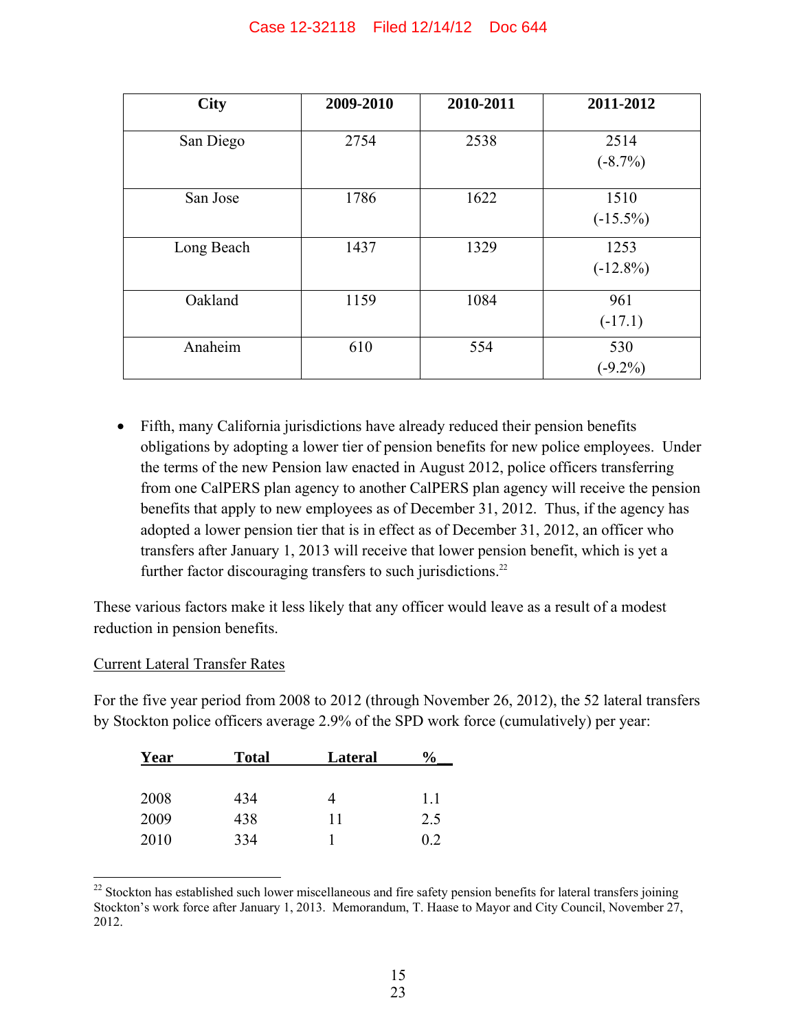| City | 2009-2010 | 2010-2011 | 2011-2012 |
|---|---|---|---|
| San Diego | 2754 | 2538 | 2514 (-8.7%) |
| San Jose | 1786 | 1622 | 1510 (-15.5%) |
| Long Beach | 1437 | 1329 | 1253 (-12.8%) |
| Oakland | 1159 | 1084 | 961 (-17.1) |
| Anaheim | 610 | 554 | 530 (-9.2%) |

- Fifth, many California jurisdictions have already reduced their pension benefits obligations by adopting a lower tier of pension benefits for new police employees. Under the terms of the new Pension law enacted in August 2012, police officers transferring from one CalPERS plan agency to another CalPERS plan agency will receive the pension benefits that apply to new employees as of December 31, 2012. Thus, if the agency has adopted a lower pension tier that is in effect as of December 31, 2012, an officer who transfers after January 1, 2013 will receive that lower pension benefit, which is yet a further factor discouraging transfers to such jurisdictions.[22]

These various factors make it less likely that any officer would leave as a result of a modest reduction in pension benefits.

Current Lateral Transfer Rates

For the five year period from 2008 to 2012 (through November 26, 2012), the 52 lateral transfers by Stockton police officers average 2.9% of the SPD work force (cumulatively) per year:

| Year | Total | Lateral | % |
|---|---|---|---|
| 2008 | 434 | 4 | 1.1 |
| 2009 | 438 | 11 | 2.5 |
| 2010 | 334 | 1 | 0.2 |

[22] Stockton has established such lower miscellaneous and fire safety pension benefits for lateral transfers joining Stockton's work force after January 1, 2013. Memorandum, T. Haase to Mayor and City Council, November 27, 2012.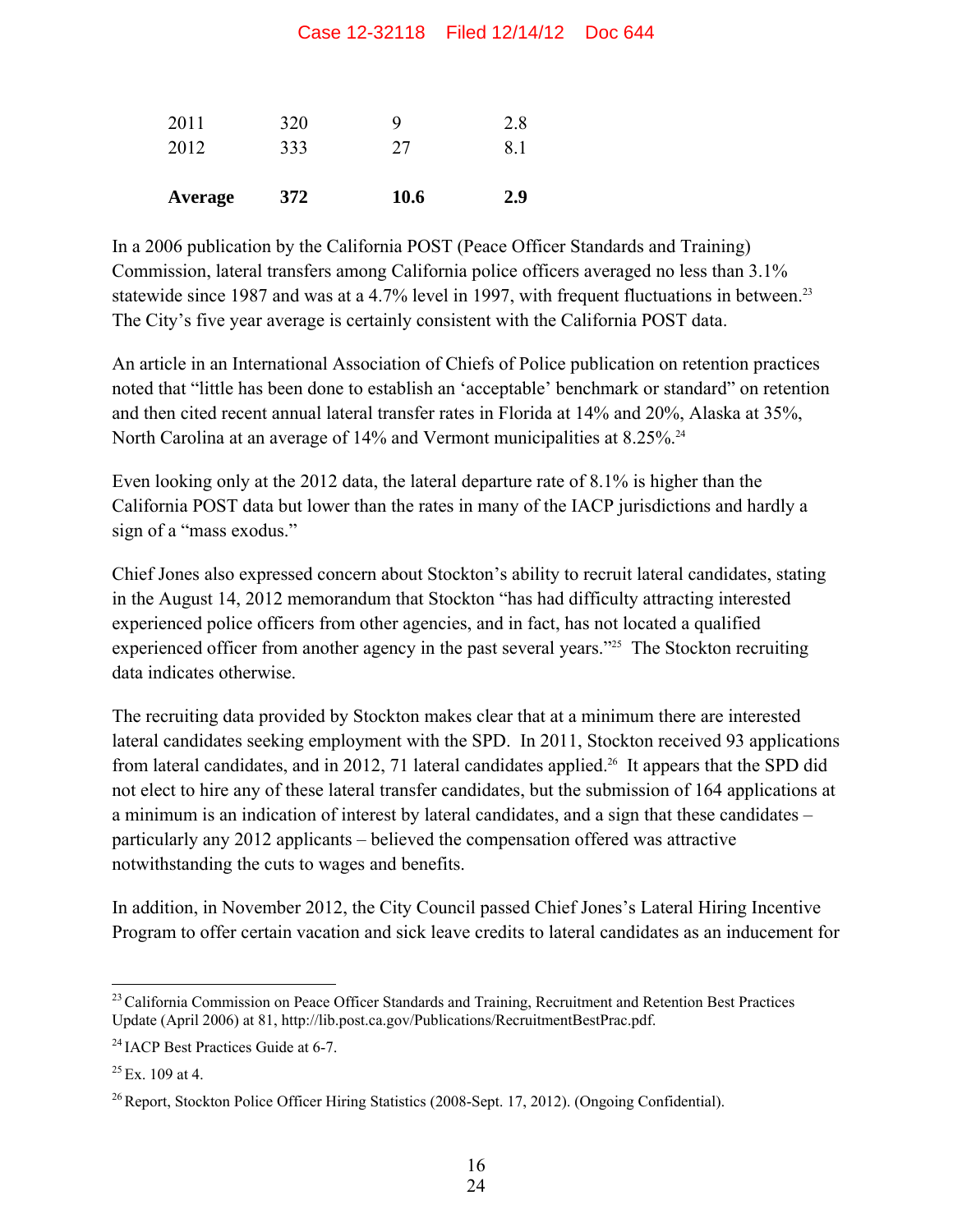| | | | |
|---|---|---|---|
| 2011 | 320 | 9 | 2.8 |
| 2012 | 333 | 27 | 8.1 |
| **Average** | **372** | **10.6** | **2.9** |

In a 2006 publication by the California POST (Peace Officer Standards and Training) Commission, lateral transfers among California police officers averaged no less than 3.1% statewide since 1987 and was at a 4.7% level in 1997, with frequent fluctuations in between.[23] The City's five year average is certainly consistent with the California POST data.

An article in an International Association of Chiefs of Police publication on retention practices noted that "little has been done to establish an 'acceptable' benchmark or standard" on retention and then cited recent annual lateral transfer rates in Florida at 14% and 20%, Alaska at 35%, North Carolina at an average of 14% and Vermont municipalities at 8.25%.[24]

Even looking only at the 2012 data, the lateral departure rate of 8.1% is higher than the California POST data but lower than the rates in many of the IACP jurisdictions and hardly a sign of a "mass exodus."

Chief Jones also expressed concern about Stockton's ability to recruit lateral candidates, stating in the August 14, 2012 memorandum that Stockton "has had difficulty attracting interested experienced police officers from other agencies, and in fact, has not located a qualified experienced officer from another agency in the past several years."[25] The Stockton recruiting data indicates otherwise.

The recruiting data provided by Stockton makes clear that at a minimum there are interested lateral candidates seeking employment with the SPD. In 2011, Stockton received 93 applications from lateral candidates, and in 2012, 71 lateral candidates applied.[26] It appears that the SPD did not elect to hire any of these lateral transfer candidates, but the submission of 164 applications at a minimum is an indication of interest by lateral candidates, and a sign that these candidates – particularly any 2012 applicants – believed the compensation offered was attractive notwithstanding the cuts to wages and benefits.

In addition, in November 2012, the City Council passed Chief Jones's Lateral Hiring Incentive Program to offer certain vacation and sick leave credits to lateral candidates as an inducement for

---

[23] California Commission on Peace Officer Standards and Training, Recruitment and Retention Best Practices Update (April 2006) at 81, http://lib.post.ca.gov/Publications/RecruitmentBestPrac.pdf.

[24] IACP Best Practices Guide at 6-7.

[25] Ex. 109 at 4.

[26] Report, Stockton Police Officer Hiring Statistics (2008-Sept. 17, 2012). (Ongoing Confidential).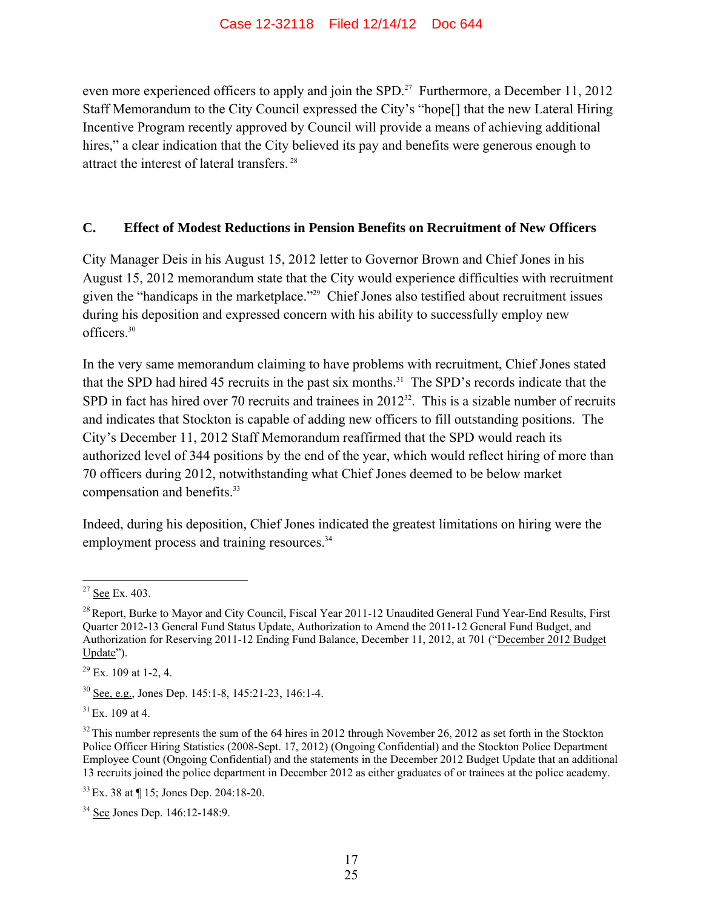even more experienced officers to apply and join the SPD.[27] Furthermore, a December 11, 2012 Staff Memorandum to the City Council expressed the City's "hope[] that the new Lateral Hiring Incentive Program recently approved by Council will provide a means of achieving additional hires," a clear indication that the City believed its pay and benefits were generous enough to attract the interest of lateral transfers.[28]

### C. Effect of Modest Reductions in Pension Benefits on Recruitment of New Officers

City Manager Deis in his August 15, 2012 letter to Governor Brown and Chief Jones in his August 15, 2012 memorandum state that the City would experience difficulties with recruitment given the "handicaps in the marketplace."[29] Chief Jones also testified about recruitment issues during his deposition and expressed concern with his ability to successfully employ new officers.[30]

In the very same memorandum claiming to have problems with recruitment, Chief Jones stated that the SPD had hired 45 recruits in the past six months.[31] The SPD's records indicate that the SPD in fact has hired over 70 recruits and trainees in 2012[32]. This is a sizable number of recruits and indicates that Stockton is capable of adding new officers to fill outstanding positions. The City's December 11, 2012 Staff Memorandum reaffirmed that the SPD would reach its authorized level of 344 positions by the end of the year, which would reflect hiring of more than 70 officers during 2012, notwithstanding what Chief Jones deemed to be below market compensation and benefits.[33]

Indeed, during his deposition, Chief Jones indicated the greatest limitations on hiring were the employment process and training resources.[34]

---

[27] See Ex. 403.

[28] Report, Burke to Mayor and City Council, Fiscal Year 2011-12 Unaudited General Fund Year-End Results, First Quarter 2012-13 General Fund Status Update, Authorization to Amend the 2011-12 General Fund Budget, and Authorization for Reserving 2011-12 Ending Fund Balance, December 11, 2012, at 701 ("December 2012 Budget Update").

[29] Ex. 109 at 1-2, 4.

[30] See, e.g., Jones Dep. 145:1-8, 145:21-23, 146:1-4.

[31] Ex. 109 at 4.

[32] This number represents the sum of the 64 hires in 2012 through November 26, 2012 as set forth in the Stockton Police Officer Hiring Statistics (2008-Sept. 17, 2012) (Ongoing Confidential) and the Stockton Police Department Employee Count (Ongoing Confidential) and the statements in the December 2012 Budget Update that an additional 13 recruits joined the police department in December 2012 as either graduates of or trainees at the police academy.

[33] Ex. 38 at ¶ 15; Jones Dep. 204:18-20.

[34] See Jones Dep. 146:12-148:9.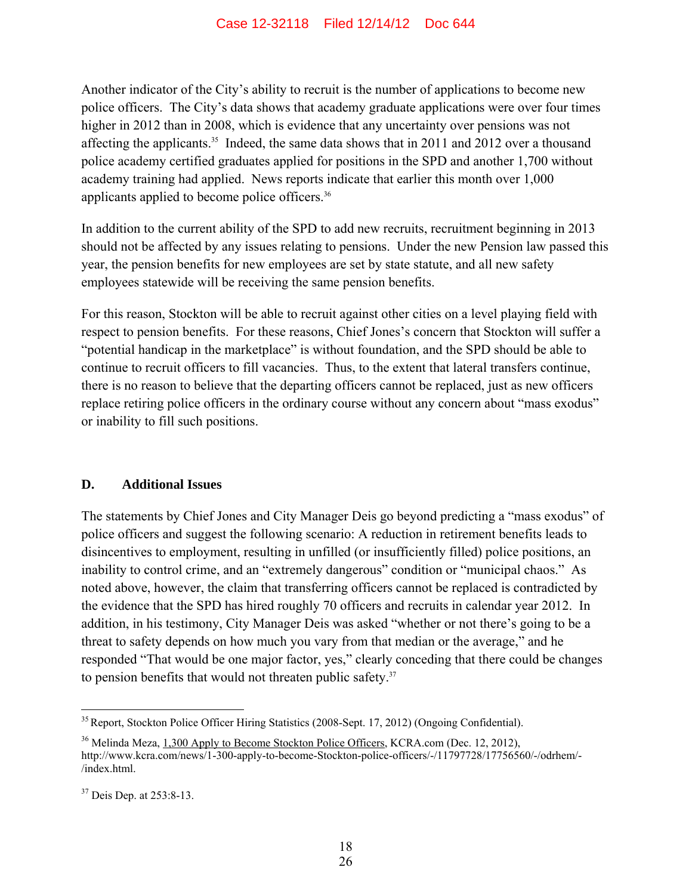Another indicator of the City's ability to recruit is the number of applications to become new police officers. The City's data shows that academy graduate applications were over four times higher in 2012 than in 2008, which is evidence that any uncertainty over pensions was not affecting the applicants.[35] Indeed, the same data shows that in 2011 and 2012 over a thousand police academy certified graduates applied for positions in the SPD and another 1,700 without academy training had applied. News reports indicate that earlier this month over 1,000 applicants applied to become police officers.[36]

In addition to the current ability of the SPD to add new recruits, recruitment beginning in 2013 should not be affected by any issues relating to pensions. Under the new Pension law passed this year, the pension benefits for new employees are set by state statute, and all new safety employees statewide will be receiving the same pension benefits.

For this reason, Stockton will be able to recruit against other cities on a level playing field with respect to pension benefits. For these reasons, Chief Jones's concern that Stockton will suffer a "potential handicap in the marketplace" is without foundation, and the SPD should be able to continue to recruit officers to fill vacancies. Thus, to the extent that lateral transfers continue, there is no reason to believe that the departing officers cannot be replaced, just as new officers replace retiring police officers in the ordinary course without any concern about "mass exodus" or inability to fill such positions.

## D. Additional Issues

The statements by Chief Jones and City Manager Deis go beyond predicting a "mass exodus" of police officers and suggest the following scenario: A reduction in retirement benefits leads to disincentives to employment, resulting in unfilled (or insufficiently filled) police positions, an inability to control crime, and an "extremely dangerous" condition or "municipal chaos." As noted above, however, the claim that transferring officers cannot be replaced is contradicted by the evidence that the SPD has hired roughly 70 officers and recruits in calendar year 2012. In addition, in his testimony, City Manager Deis was asked "whether or not there's going to be a threat to safety depends on how much you vary from that median or the average," and he responded "That would be one major factor, yes," clearly conceding that there could be changes to pension benefits that would not threaten public safety.[37]

---

[35] Report, Stockton Police Officer Hiring Statistics (2008-Sept. 17, 2012) (Ongoing Confidential).

[36] Melinda Meza, 1,300 Apply to Become Stockton Police Officers, KCRA.com (Dec. 12, 2012), http://www.kcra.com/news/1-300-apply-to-become-Stockton-police-officers/-/11797728/17756560/-/odrhem/-/index.html.

[37] Deis Dep. at 253:8-13.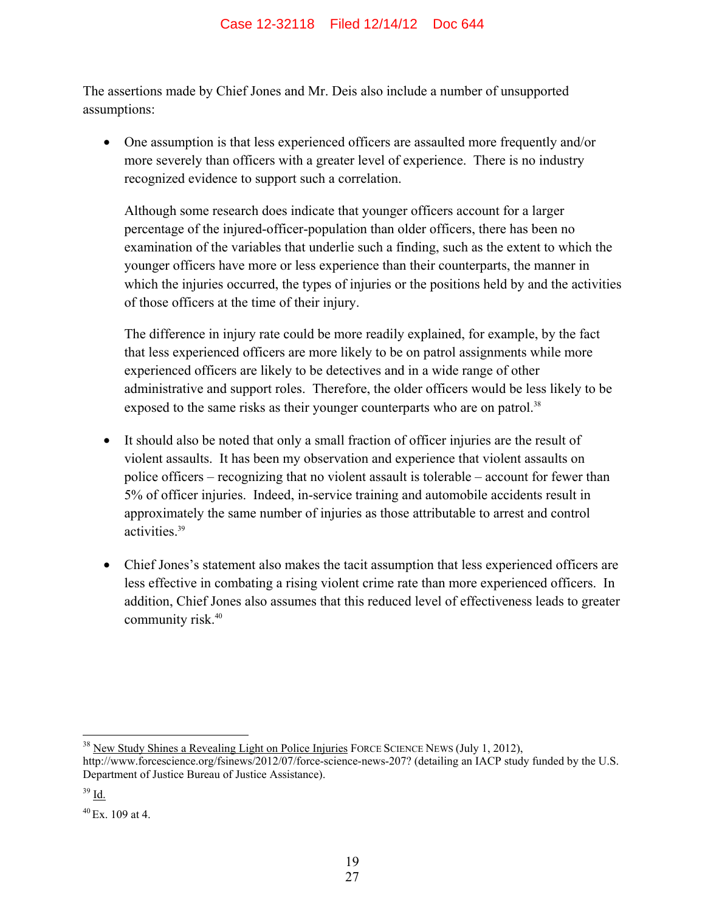The assertions made by Chief Jones and Mr. Deis also include a number of unsupported assumptions:

- One assumption is that less experienced officers are assaulted more frequently and/or more severely than officers with a greater level of experience. There is no industry recognized evidence to support such a correlation.

  Although some research does indicate that younger officers account for a larger percentage of the injured-officer-population than older officers, there has been no examination of the variables that underlie such a finding, such as the extent to which the younger officers have more or less experience than their counterparts, the manner in which the injuries occurred, the types of injuries or the positions held by and the activities of those officers at the time of their injury.

  The difference in injury rate could be more readily explained, for example, by the fact that less experienced officers are more likely to be on patrol assignments while more experienced officers are likely to be detectives and in a wide range of other administrative and support roles. Therefore, the older officers would be less likely to be exposed to the same risks as their younger counterparts who are on patrol.[38]

- It should also be noted that only a small fraction of officer injuries are the result of violent assaults. It has been my observation and experience that violent assaults on police officers – recognizing that no violent assault is tolerable – account for fewer than 5% of officer injuries. Indeed, in-service training and automobile accidents result in approximately the same number of injuries as those attributable to arrest and control activities.[39]

- Chief Jones's statement also makes the tacit assumption that less experienced officers are less effective in combating a rising violent crime rate than more experienced officers. In addition, Chief Jones also assumes that this reduced level of effectiveness leads to greater community risk.[40]

---

[38] New Study Shines a Revealing Light on Police Injuries FORCE SCIENCE NEWS (July 1, 2012), http://www.forcescience.org/fsinews/2012/07/force-science-news-207? (detailing an IACP study funded by the U.S. Department of Justice Bureau of Justice Assistance).

[39] Id.

[40] Ex. 109 at 4.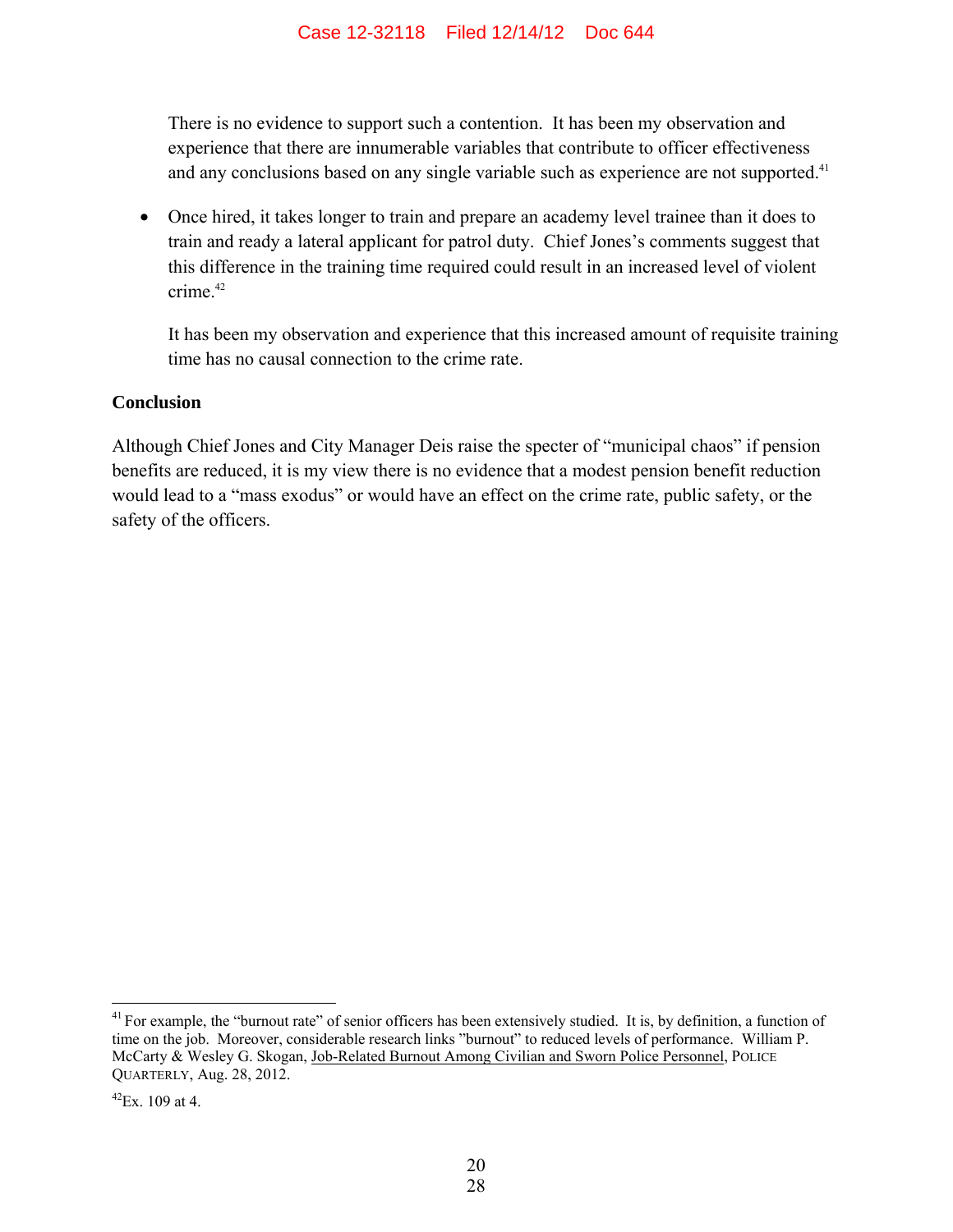There is no evidence to support such a contention. It has been my observation and experience that there are innumerable variables that contribute to officer effectiveness and any conclusions based on any single variable such as experience are not supported.[41]

- Once hired, it takes longer to train and prepare an academy level trainee than it does to train and ready a lateral applicant for patrol duty. Chief Jones's comments suggest that this difference in the training time required could result in an increased level of violent crime.[42]

  It has been my observation and experience that this increased amount of requisite training time has no causal connection to the crime rate.

**Conclusion**

Although Chief Jones and City Manager Deis raise the specter of "municipal chaos" if pension benefits are reduced, it is my view there is no evidence that a modest pension benefit reduction would lead to a "mass exodus" or would have an effect on the crime rate, public safety, or the safety of the officers.

---

[41] For example, the "burnout rate" of senior officers has been extensively studied. It is, by definition, a function of time on the job. Moreover, considerable research links "burnout" to reduced levels of performance. William P. McCarty & Wesley G. Skogan, Job-Related Burnout Among Civilian and Sworn Police Personnel, POLICE QUARTERLY, Aug. 28, 2012.

[42] Ex. 109 at 4.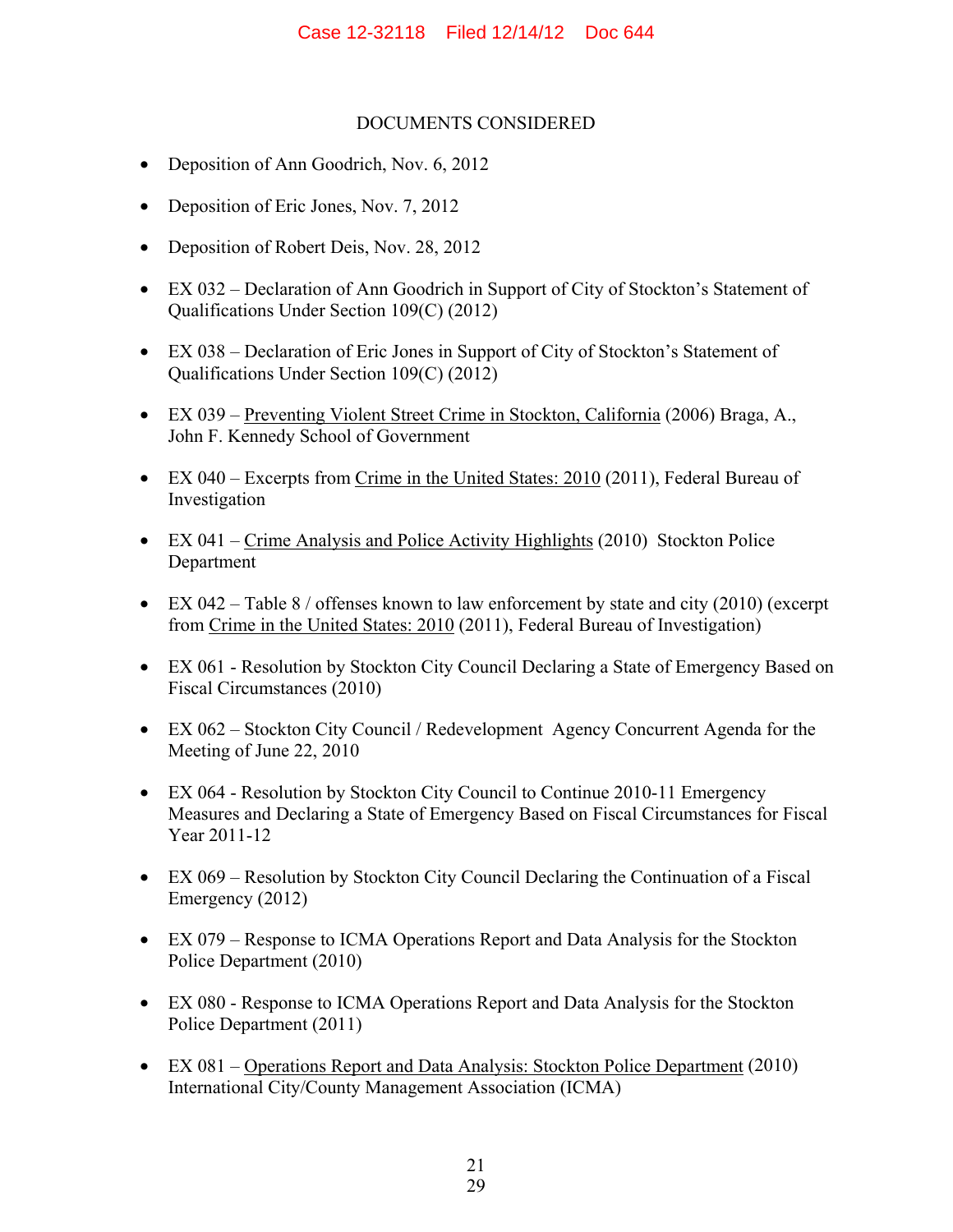DOCUMENTS CONSIDERED

- Deposition of Ann Goodrich, Nov. 6, 2012
- Deposition of Eric Jones, Nov. 7, 2012
- Deposition of Robert Deis, Nov. 28, 2012
- EX 032 – Declaration of Ann Goodrich in Support of City of Stockton's Statement of Qualifications Under Section 109(C) (2012)
- EX 038 – Declaration of Eric Jones in Support of City of Stockton's Statement of Qualifications Under Section 109(C) (2012)
- EX 039 – Preventing Violent Street Crime in Stockton, California (2006) Braga, A., John F. Kennedy School of Government
- EX 040 – Excerpts from Crime in the United States: 2010 (2011), Federal Bureau of Investigation
- EX 041 – Crime Analysis and Police Activity Highlights (2010) Stockton Police Department
- EX 042 – Table 8 / offenses known to law enforcement by state and city (2010) (excerpt from Crime in the United States: 2010 (2011), Federal Bureau of Investigation)
- EX 061 - Resolution by Stockton City Council Declaring a State of Emergency Based on Fiscal Circumstances (2010)
- EX 062 – Stockton City Council / Redevelopment Agency Concurrent Agenda for the Meeting of June 22, 2010
- EX 064 - Resolution by Stockton City Council to Continue 2010-11 Emergency Measures and Declaring a State of Emergency Based on Fiscal Circumstances for Fiscal Year 2011-12
- EX 069 – Resolution by Stockton City Council Declaring the Continuation of a Fiscal Emergency (2012)
- EX 079 – Response to ICMA Operations Report and Data Analysis for the Stockton Police Department (2010)
- EX 080 - Response to ICMA Operations Report and Data Analysis for the Stockton Police Department (2011)
- EX 081 – Operations Report and Data Analysis: Stockton Police Department (2010) International City/County Management Association (ICMA)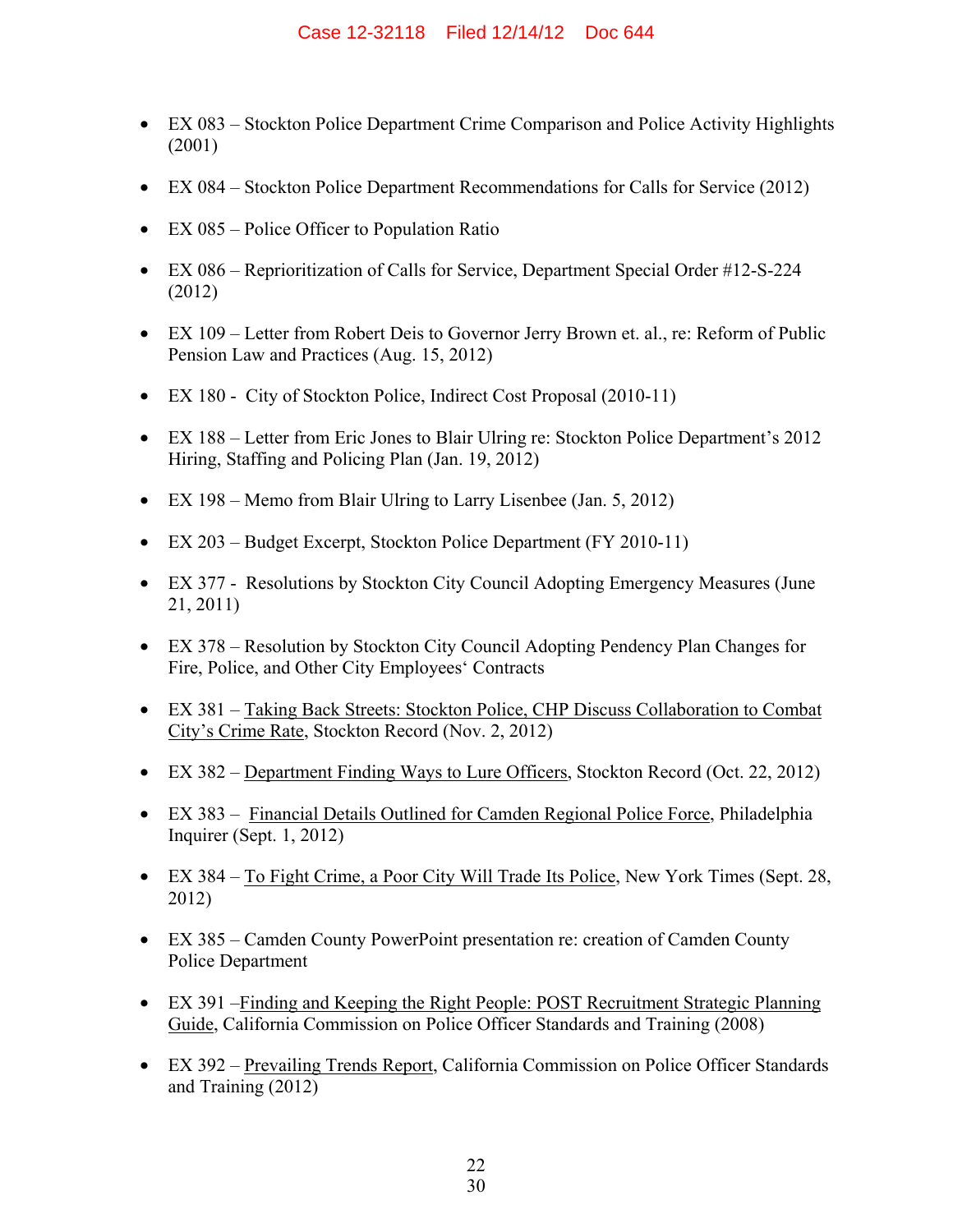- EX 083 – Stockton Police Department Crime Comparison and Police Activity Highlights (2001)
- EX 084 – Stockton Police Department Recommendations for Calls for Service (2012)
- EX 085 – Police Officer to Population Ratio
- EX 086 – Reprioritization of Calls for Service, Department Special Order #12-S-224 (2012)
- EX 109 – Letter from Robert Deis to Governor Jerry Brown et. al., re: Reform of Public Pension Law and Practices (Aug. 15, 2012)
- EX 180 - City of Stockton Police, Indirect Cost Proposal (2010-11)
- EX 188 – Letter from Eric Jones to Blair Ulring re: Stockton Police Department's 2012 Hiring, Staffing and Policing Plan (Jan. 19, 2012)
- EX 198 – Memo from Blair Ulring to Larry Lisenbee (Jan. 5, 2012)
- EX 203 – Budget Excerpt, Stockton Police Department (FY 2010-11)
- EX 377 - Resolutions by Stockton City Council Adopting Emergency Measures (June 21, 2011)
- EX 378 – Resolution by Stockton City Council Adopting Pendency Plan Changes for Fire, Police, and Other City Employees' Contracts
- EX 381 – <u>Taking Back Streets: Stockton Police, CHP Discuss Collaboration to Combat City's Crime Rate</u>, Stockton Record (Nov. 2, 2012)
- EX 382 – <u>Department Finding Ways to Lure Officers</u>, Stockton Record (Oct. 22, 2012)
- EX 383 – <u>Financial Details Outlined for Camden Regional Police Force</u>, Philadelphia Inquirer (Sept. 1, 2012)
- EX 384 – <u>To Fight Crime, a Poor City Will Trade Its Police</u>, New York Times (Sept. 28, 2012)
- EX 385 – Camden County PowerPoint presentation re: creation of Camden County Police Department
- EX 391 –<u>Finding and Keeping the Right People: POST Recruitment Strategic Planning Guide</u>, California Commission on Police Officer Standards and Training (2008)
- EX 392 – <u>Prevailing Trends Report</u>, California Commission on Police Officer Standards and Training (2012)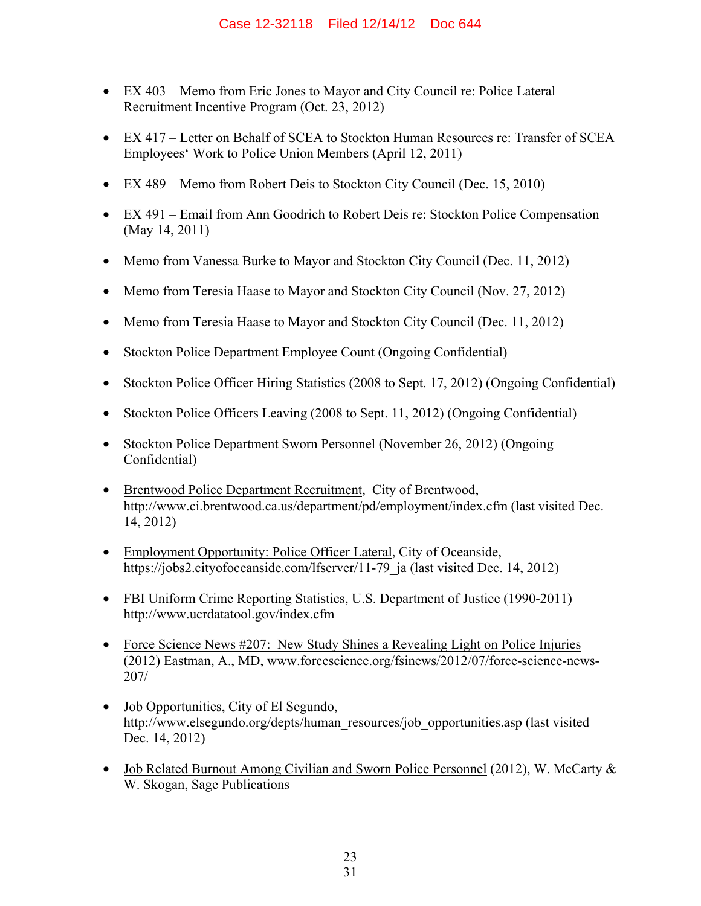- EX 403 – Memo from Eric Jones to Mayor and City Council re: Police Lateral Recruitment Incentive Program (Oct. 23, 2012)

- EX 417 – Letter on Behalf of SCEA to Stockton Human Resources re: Transfer of SCEA Employees‘ Work to Police Union Members (April 12, 2011)

- EX 489 – Memo from Robert Deis to Stockton City Council (Dec. 15, 2010)

- EX 491 – Email from Ann Goodrich to Robert Deis re: Stockton Police Compensation (May 14, 2011)

- Memo from Vanessa Burke to Mayor and Stockton City Council (Dec. 11, 2012)

- Memo from Teresia Haase to Mayor and Stockton City Council (Nov. 27, 2012)

- Memo from Teresia Haase to Mayor and Stockton City Council (Dec. 11, 2012)

- Stockton Police Department Employee Count (Ongoing Confidential)

- Stockton Police Officer Hiring Statistics (2008 to Sept. 17, 2012) (Ongoing Confidential)

- Stockton Police Officers Leaving (2008 to Sept. 11, 2012) (Ongoing Confidential)

- Stockton Police Department Sworn Personnel (November 26, 2012) (Ongoing Confidential)

- Brentwood Police Department Recruitment, City of Brentwood, http://www.ci.brentwood.ca.us/department/pd/employment/index.cfm (last visited Dec. 14, 2012)

- Employment Opportunity: Police Officer Lateral, City of Oceanside, https://jobs2.cityofoceanside.com/lfserver/11-79_ja (last visited Dec. 14, 2012)

- FBI Uniform Crime Reporting Statistics, U.S. Department of Justice (1990-2011) http://www.ucrdatatool.gov/index.cfm

- Force Science News #207: New Study Shines a Revealing Light on Police Injuries (2012) Eastman, A., MD, www.forcescience.org/fsinews/2012/07/force-science-news-207/

- Job Opportunities, City of El Segundo, http://www.elsegundo.org/depts/human_resources/job_opportunities.asp (last visited Dec. 14, 2012)

- Job Related Burnout Among Civilian and Sworn Police Personnel (2012), W. McCarty & W. Skogan, Sage Publications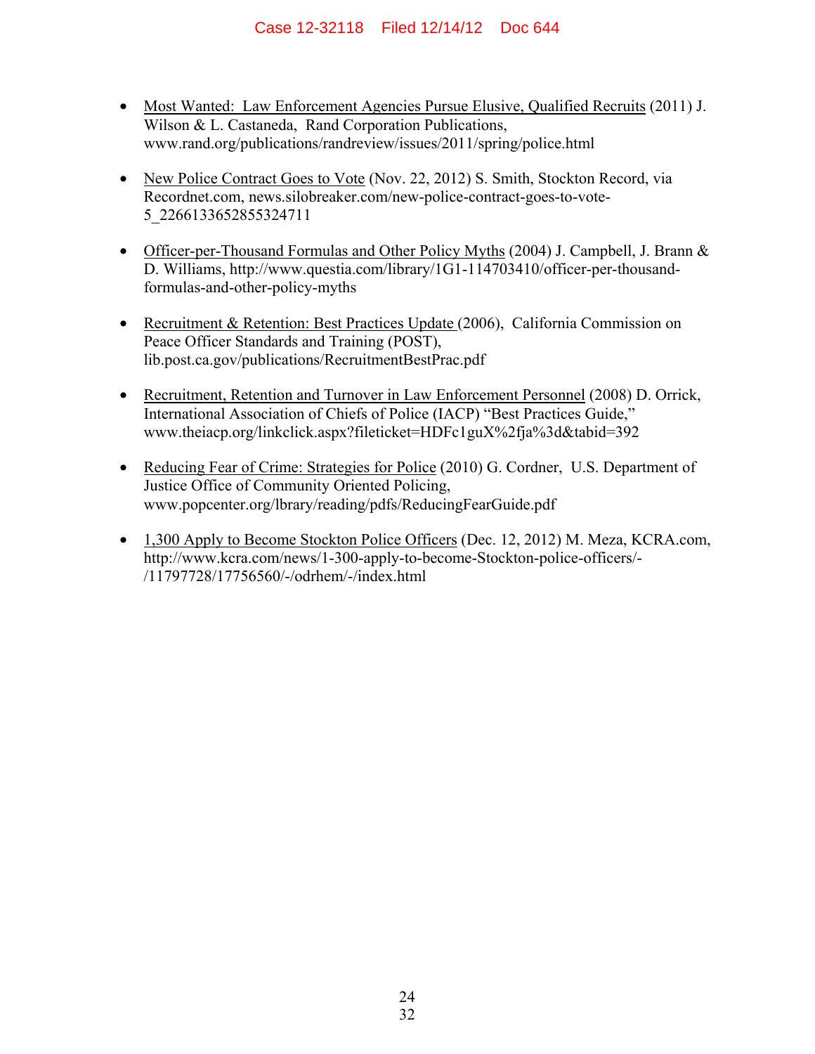- Most Wanted: Law Enforcement Agencies Pursue Elusive, Qualified Recruits (2011) J. Wilson & L. Castaneda, Rand Corporation Publications, www.rand.org/publications/randreview/issues/2011/spring/police.html

- New Police Contract Goes to Vote (Nov. 22, 2012) S. Smith, Stockton Record, via Recordnet.com, news.silobreaker.com/new-police-contract-goes-to-vote-5_2266133652855324711

- Officer-per-Thousand Formulas and Other Policy Myths (2004) J. Campbell, J. Brann & D. Williams, http://www.questia.com/library/1G1-114703410/officer-per-thousand-formulas-and-other-policy-myths

- Recruitment & Retention: Best Practices Update (2006), California Commission on Peace Officer Standards and Training (POST), lib.post.ca.gov/publications/RecruitmentBestPrac.pdf

- Recruitment, Retention and Turnover in Law Enforcement Personnel (2008) D. Orrick, International Association of Chiefs of Police (IACP) "Best Practices Guide," www.theiacp.org/linkclick.aspx?fileticket=HDFc1guX%2fja%3d&tabid=392

- Reducing Fear of Crime: Strategies for Police (2010) G. Cordner, U.S. Department of Justice Office of Community Oriented Policing, www.popcenter.org/lbrary/reading/pdfs/ReducingFearGuide.pdf

- 1,300 Apply to Become Stockton Police Officers (Dec. 12, 2012) M. Meza, KCRA.com, http://www.kcra.com/news/1-300-apply-to-become-Stockton-police-officers/-/11797728/17756560/-/odrhem/-/index.html